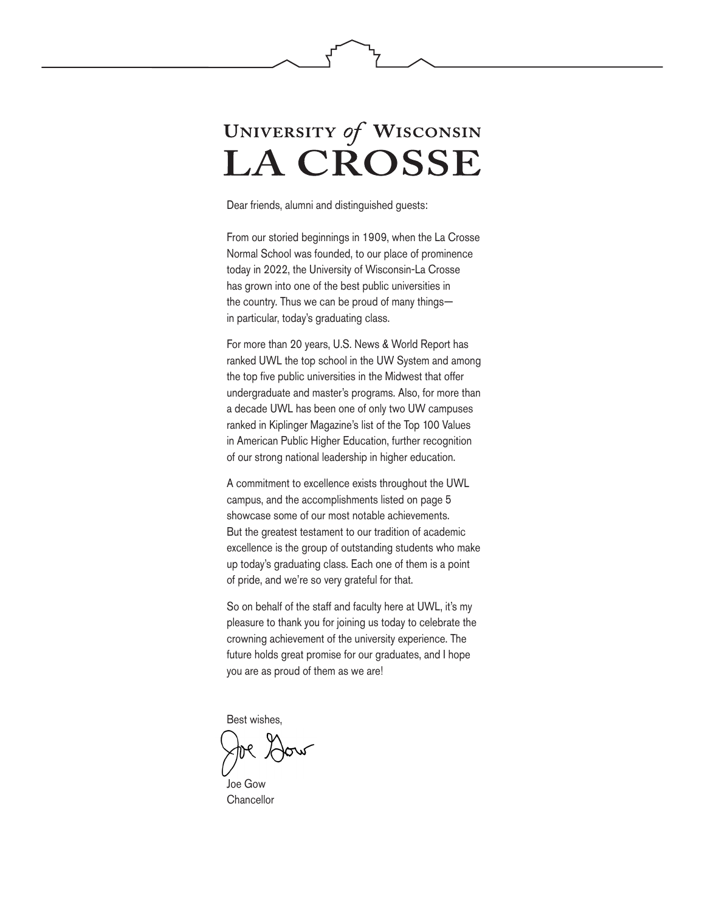# University *of* Wisconsin LA CROSSE

Dear friends, alumni and distinguished guests:

From our storied beginnings in 1909, when the La Crosse Normal School was founded, to our place of prominence today in 2022, the University of Wisconsin-La Crosse has grown into one of the best public universities in the country. Thus we can be proud of many things—in particular, today's graduating class.

For more than 20 years, U.S. News & World Report has ranked UWL the top school in the UW System and among the top five public universities in the Midwest that offer undergraduate and master's programs. Also, for more than a decade UWL has been one of only two UW campuses ranked in Kiplinger Magazine's list of the Top 100 Values in American Public Higher Education, further recognition of our strong national leadership in higher education.

A commitment to excellence exists throughout the UWL campus, and the accomplishments listed on page 5 showcase some of our most notable achievements. But the greatest testament to our tradition of academic excellence is the group of outstanding students who make up today's graduating class. Each one of them is a point of pride, and we're so very grateful for that.

So on behalf of the staff and faculty here at UWL, it's my pleasure to thank you for joining us today to celebrate the crowning achievement of the university experience. The future holds great promise for our graduates, and I hope you are as proud of them as we are!

Best wishes,

Joe Gow

Joe Gow
Chancellor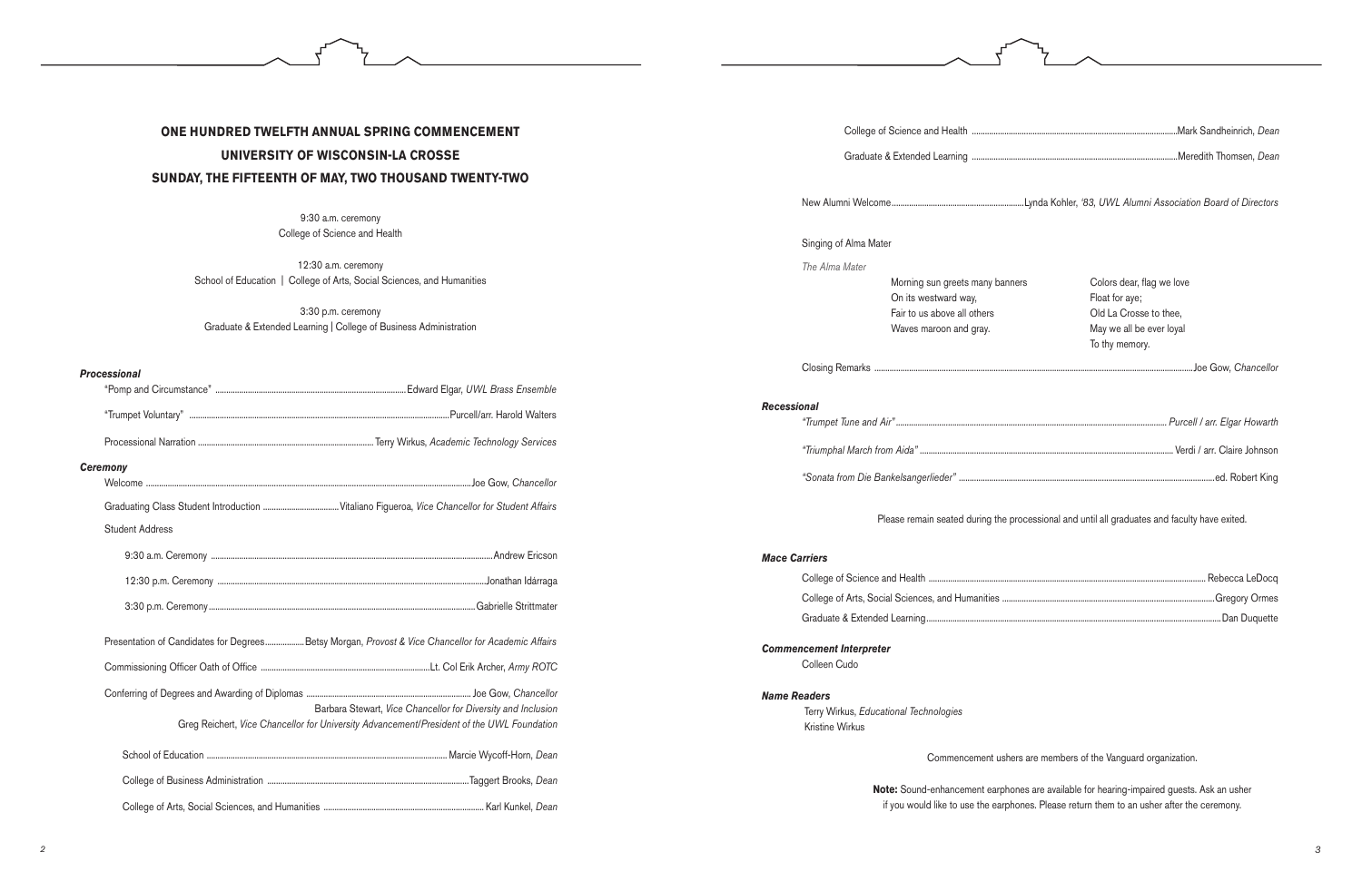# ONE HUNDRED TWELFTH ANNUAL SPRING COMMENCEMENT
# UNIVERSITY OF WISCONSIN-LA CROSSE
# SUNDAY, THE FIFTEENTH OF MAY, TWO THOUSAND TWENTY-TWO

9:30 a.m. ceremony
College of Science and Health

12:30 a.m. ceremony
School of Education | College of Arts, Social Sciences, and Humanities

3:30 p.m. ceremony
Graduate & Extended Learning | College of Business Administration

### *Processional*

"Pomp and Circumstance" ............ Edward Elgar, *UWL Brass Ensemble*

"Trumpet Voluntary" ............ Purcell/arr. Harold Walters

Processional Narration ............ Terry Wirkus, *Academic Technology Services*

### *Ceremony*

Welcome ............ Joe Gow, *Chancellor*

Graduating Class Student Introduction ............ Vitaliano Figueroa, *Vice Chancellor for Student Affairs*

Student Address

- 9:30 a.m. Ceremony ............ Andrew Ericson
- 12:30 p.m. Ceremony ............ Jonathan Idárraga
- 3:30 p.m. Ceremony ............ Gabrielle Strittmater

Presentation of Candidates for Degrees ............ Betsy Morgan, *Provost & Vice Chancellor for Academic Affairs*

Commissioning Officer Oath of Office ............ Lt. Col Erik Archer, *Army ROTC*

Conferring of Degrees and Awarding of Diplomas ............ Joe Gow, *Chancellor*
Barbara Stewart, *Vice Chancellor for Diversity and Inclusion*
Greg Reichert, *Vice Chancellor for University Advancement/President of the UWL Foundation*

- School of Education ............ Marcie Wycoff-Horn, *Dean*
- College of Business Administration ............ Taggert Brooks, *Dean*
- College of Arts, Social Sciences, and Humanities ............ Karl Kunkel, *Dean*
- College of Science and Health ............ Mark Sandheinrich, *Dean*
- Graduate & Extended Learning ............ Meredith Thomsen, *Dean*

New Alumni Welcome ............ Lynda Kohler, *'83, UWL Alumni Association Board of Directors*

Singing of Alma Mater

*The Alma Mater*

Morning sun greets many banners
On its westward way,
Fair to us above all others
Waves maroon and gray.

Colors dear, flag we love
Float for aye;
Old La Crosse to thee,
May we all be ever loyal
To thy memory.

Closing Remarks ............ Joe Gow, *Chancellor*

### *Recessional*

*"Trumpet Tune and Air"* ............ *Purcell / arr. Elgar Howarth*

*"Triumphal March from Aida"* ............ Verdi / arr. Claire Johnson

*"Sonata from Die Bankelsangerlieder"* ............ ed. Robert King

Please remain seated during the processional and until all graduates and faculty have exited.

### *Mace Carriers*

College of Science and Health ............ Rebecca LeDocq

College of Arts, Social Sciences, and Humanities ............ Gregory Ormes

Graduate & Extended Learning ............ Dan Duquette

### *Commencement Interpreter*

Colleen Cudo

### *Name Readers*

Terry Wirkus, *Educational Technologies*
Kristine Wirkus

Commencement ushers are members of the Vanguard organization.

**Note:** Sound-enhancement earphones are available for hearing-impaired guests. Ask an usher if you would like to use the earphones. Please return them to an usher after the ceremony.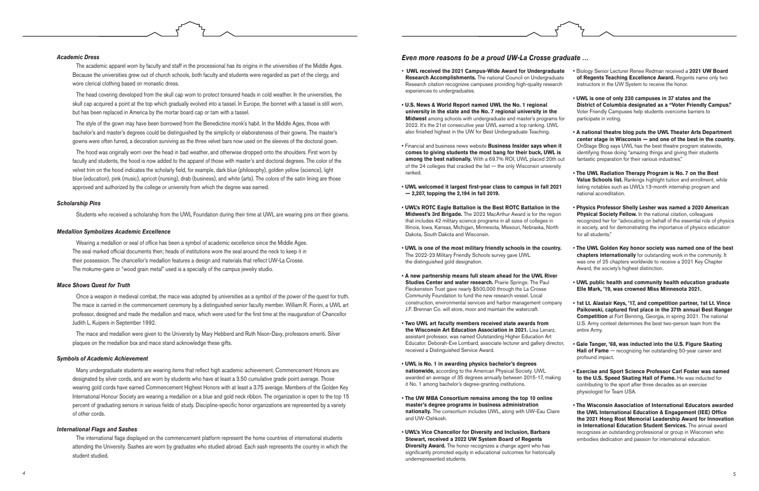### Academic Dress

The academic apparel worn by faculty and staff in the processional has its origins in the universities of the Middle Ages. Because the universities grew out of church schools, both faculty and students were regarded as part of the clergy, and wore clerical clothing based on monastic dress.

The head covering developed from the skull cap worn to protect tonsured heads in cold weather. In the universities, the skull cap acquired a point at the top which gradually evolved into a tassel. In Europe, the bonnet with a tassel is still worn, but has been replaced in America by the mortar board cap or tam with a tassel.

The style of the gown may have been borrowed from the Benedictine monk's habit. In the Middle Ages, those with bachelor's and master's degrees could be distinguished by the simplicity or elaborateness of their gowns. The master's gowns were often furred, a decoration surviving as the three velvet bars now used on the sleeves of the doctoral gown.

The hood was originally worn over the head in bad weather, and otherwise dropped onto the shoulders. First worn by faculty and students, the hood is now added to the apparel of those with master's and doctoral degrees. The color of the velvet trim on the hood indicates the scholarly field, for example, dark blue (philosophy), golden yellow (science), light blue (education), pink (music), apricot (nursing), drab (business), and white (arts). The colors of the satin lining are those approved and authorized by the college or university from which the degree was earned.

### Scholarship Pins

Students who received a scholarship from the UWL Foundation during their time at UWL are wearing pins on their gowns.

### Medallion Symbolizes Academic Excellence

Wearing a medallion or seal of office has been a symbol of academic excellence since the Middle Ages. The seal marked official documents then; heads of institutions wore the seal around the neck to keep it in their possession. The chancellor's medallion features a design and materials that reflect UW-La Crosse. The mokume-gane or "wood grain metal" used is a specialty of the campus jewelry studio.

### Mace Shows Quest for Truth

Once a weapon in medieval combat, the mace was adopted by universities as a symbol of the power of the quest for truth. The mace is carried in the commencement ceremony by a distinguished senior faculty member. William R. Fiorini, a UWL art professor, designed and made the medallion and mace, which were used for the first time at the inauguration of Chancellor Judith L. Kuipers in September 1992.

The mace and medallion were given to the University by Mary Hebberd and Ruth Nixon-Davy, professors emeriti. Silver plaques on the medallion box and mace stand acknowledge these gifts.

### Symbols of Academic Achievement

Many undergraduate students are wearing items that reflect high academic achievement. Commencement Honors are designated by silver cords, and are worn by students who have at least a 3.50 cumulative grade point average. Those wearing gold cords have earned Commencement Highest Honors with at least a 3.75 average. Members of the Golden Key International Honour Society are wearing a medallion on a blue and gold neck ribbon. The organization is open to the top 15 percent of graduating seniors in various fields of study. Discipline-specific honor organizations are represented by a variety of other cords.

### International Flags and Sashes

The international flags displayed on the commencement platform represent the home countries of international students attending the University. Sashes are worn by graduates who studied abroad. Each sash represents the country in which the student studied.

## Even more reasons to be a proud UW-La Crosse graduate …

- **UWL received the 2021 Campus-Wide Award for Undergraduate Research Accomplishments.** The national Council on Undergraduate Research citation recognizes campuses providing high-quality research experiences to undergraduates.
- **U.S. News & World Report named UWL the No. 1 regional university in the state and the No. 7 regional university in the Midwest** among schools with undergraduate and master's programs for 2022. It's the 21st consecutive year UWL earned a top ranking. UWL also finished highest in the UW for Best Undergraduate Teaching.
- Financial and business news website **Business Insider says when it comes to giving students the most bang for their buck, UWL is among the best nationally.** With a 69.7% ROI, UWL placed 20th out of the 24 colleges that cracked the list — the only Wisconsin university ranked.
- **UWL welcomed it largest first-year class to campus in fall 2021 — 2,207, topping the 2,194 in fall 2019.**
- **UWL's ROTC Eagle Battalion is the Best ROTC Battalion in the Midwest's 3rd Brigade.** The 2022 MacArthur Award is for the region that includes 42 military science programs in all sizes of colleges in Illinois, Iowa, Kansas, Michigan, Minnesota, Missouri, Nebraska, North Dakota, South Dakota and Wisconsin.
- **UWL is one of the most military friendly schools in the country.** The 2022-23 Military Friendly Schools survey gave UWL the distinguished gold designation.
- **A new partnership means full steam ahead for the UWL River Studies Center and water research.** Prairie Springs: The Paul Fleckenstein Trust gave nearly $500,000 through the La Crosse Community Foundation to fund the new research vessel. Local construction, environmental services and harbor management company J.F. Brennan Co. will store, moor and maintain the watercraft.
- **Two UWL art faculty members received state awards from the Wisconsin Art Education Association in 2021.** Lisa Lenarz, assistant professor, was named Outstanding Higher Education Art Educator. Deborah-Eve Lombard, associate lecturer and gallery director, received a Distinguished Service Award.
- **UWL is No. 1 in awarding physics bachelor's degrees nationwide,** according to the American Physical Society. UWL awarded an average of 35 degrees annually between 2015-17, making it No. 1 among bachelor's degree-granting institutions.
- **The UW MBA Consortium remains among the top 10 online master's degree programs in business administration nationally.** The consortium includes UWL, along with UW-Eau Claire and UW-Oshkosh.
- **UWL's Vice Chancellor for Diversity and Inclusion, Barbara Stewart, received a 2022 UW System Board of Regents Diversity Award.** The honor recognizes a change agent who has significantly promoted equity in educational outcomes for historically underrepresented students.
- Biology Senior Lecturer Renee Redman received a **2021 UW Board of Regents Teaching Excellence Award.** Regents name only two instructors in the UW System to receive the honor.
- **UWL is one of only 230 campuses in 37 states and the District of Columbia designated as a "Voter Friendly Campus."** Voter Friendly Campuses help students overcome barriers to participate in voting.
- **A national theatre blog puts the UWL Theater Arts Department center stage in Wisconsin — and one of the best in the country.** OnStage Blog says UWL has the best theatre program statewide, identifying those doing "amazing things and giving their students fantastic preparation for their various industries."
- **The UWL Radiation Therapy Program is No. 7 on the Best Value Schools list.** Rankings highlight tuition and enrollment, while listing notables such as UWL's 13-month internship program and national accreditation.
- **Physics Professor Shelly Lesher was named a 2020 American Physical Society Fellow.** In the national citation, colleagues recognized her for "advocating on behalf of the essential role of physics in society, and for demonstrating the importance of physics education for all students."
- **The UWL Golden Key honor society was named one of the best chapters internationally** for outstanding work in the community. It was one of 25 chapters worldwide to receive a 2021 Key Chapter Award, the society's highest distinction.
- **UWL public health and community health education graduate Elle Mark, '19, was crowned Miss Minnesota 2021.**
- **1st Lt. Alastair Keys, '17, and competition partner, 1st Lt. Vince Paikowski, captured first place in the 37th annual Best Ranger Competition** at Fort Benning, Georgia, in spring 2021. The national U.S. Army contest determines the best two-person team from the entire Army.
- **Gale Tanger, '68, was inducted into the U.S. Figure Skating Hall of Fame** — recognizing her outstanding 50-year career and profound impact.
- **Exercise and Sport Science Professor Carl Foster was named to the U.S. Speed Skating Hall of Fame.** He was inducted for contributing to the sport after three decades as an exercise physiologist for Team USA.
- **The Wisconsin Association of International Educators awarded the UWL International Education & Engagement (IEE) Office the 2021 Hong Rost Memorial Leadership Award for Innovation in International Education Student Services.** The annual award recognizes an outstanding professional or group in Wisconsin who embodies dedication and passion for international education.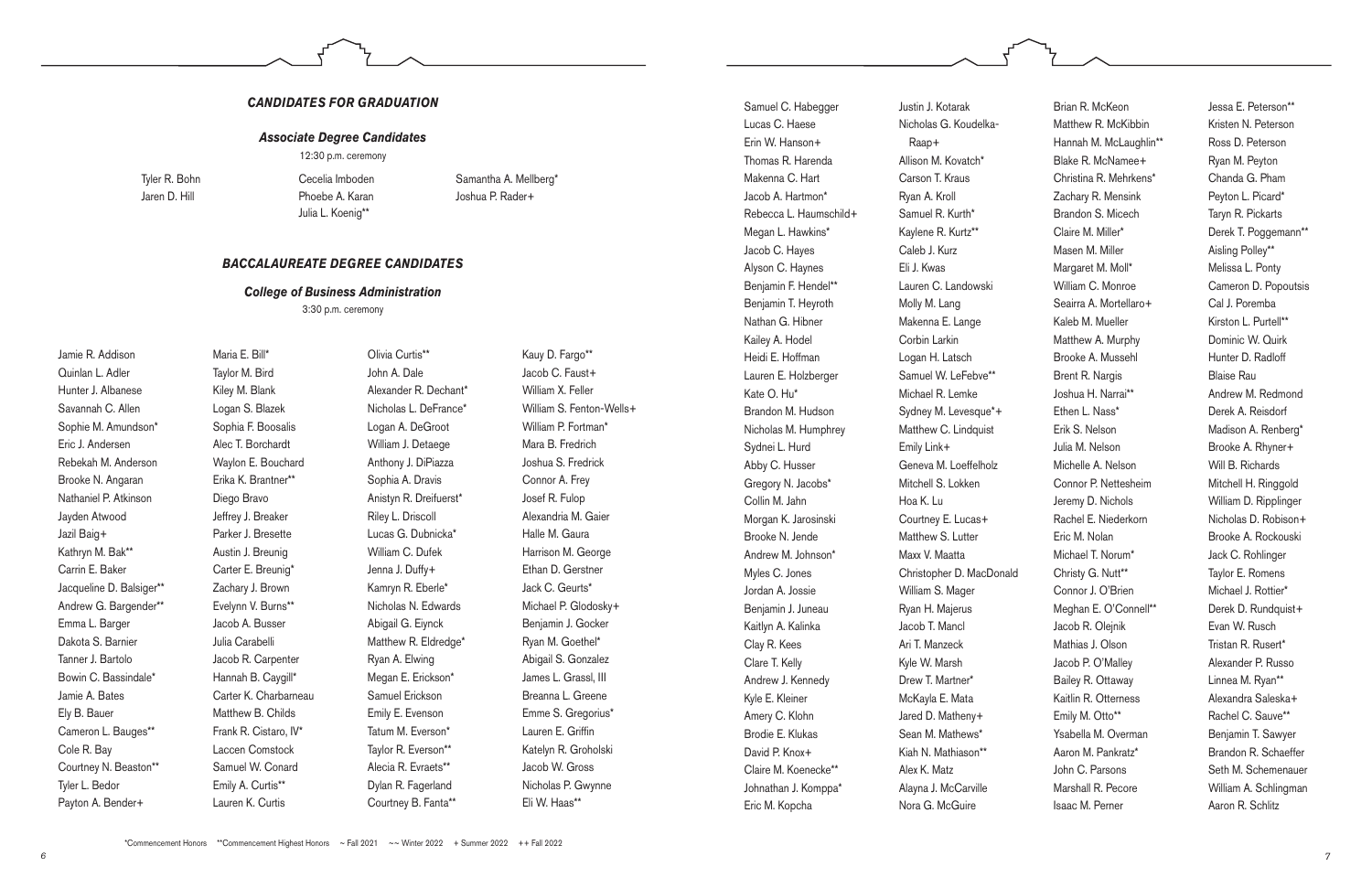## *CANDIDATES FOR GRADUATION*

### *Associate Degree Candidates*

12:30 p.m. ceremony

Tyler R. Bohn
Jaren D. Hill
Cecelia Imboden
Phoebe A. Karan
Julia L. Koenig**
Samantha A. Mellberg*
Joshua P. Rader+

## *BACCALAUREATE DEGREE CANDIDATES*

### *College of Business Administration*

3:30 p.m. ceremony

Jamie R. Addison
Quinlan L. Adler
Hunter J. Albanese
Savannah C. Allen
Sophie M. Amundson*
Eric J. Andersen
Rebekah M. Anderson
Brooke N. Angaran
Nathaniel P. Atkinson
Jayden Atwood
Jazil Baig+
Kathryn M. Bak**
Carrin E. Baker
Jacqueline D. Balsiger**
Andrew G. Bargender**
Emma L. Barger
Dakota S. Barnier
Tanner J. Bartolo
Bowin C. Bassindale*
Jamie A. Bates
Ely B. Bauer
Cameron L. Bauges**
Cole R. Bay
Courtney N. Beaston**
Tyler L. Bedor
Payton A. Bender+
Maria E. Bill*
Taylor M. Bird
Kiley M. Blank
Logan S. Blazek
Sophia F. Boosalis
Alec T. Borchardt
Waylon E. Bouchard
Erika K. Brantner**
Diego Bravo
Jeffrey J. Breaker
Parker J. Bresette
Austin J. Breunig
Carter E. Breunig*
Zachary J. Brown
Evelynn V. Burns**
Jacob A. Busser
Julia Carabelli
Jacob R. Carpenter
Hannah B. Caygill*
Carter K. Charbarneau
Matthew B. Childs
Frank R. Cistaro, IV*
Laccen Comstock
Samuel W. Conard
Emily A. Curtis**
Lauren K. Curtis
Olivia Curtis**
John A. Dale
Alexander R. Dechant*
Nicholas L. DeFrance*
Logan A. DeGroot
William J. Detaege
Anthony J. DiPiazza
Sophia A. Dravis
Anistyn R. Dreifuerst*
Riley L. Driscoll
Lucas G. Dubnicka*
William C. Dufek
Jenna J. Duffy+
Kamryn R. Eberle*
Nicholas N. Edwards
Abigail G. Eiynck
Matthew R. Eldredge*
Ryan A. Elwing
Megan E. Erickson*
Samuel Erickson
Emily E. Evenson
Tatum M. Everson*
Taylor R. Everson**
Alecia R. Evraets**
Dylan R. Fagerland
Courtney B. Fanta**
Kauy D. Fargo**
Jacob C. Faust+
William X. Feller
William S. Fenton-Wells+
William P. Fortman*
Mara B. Fredrich
Joshua S. Fredrick
Connor A. Frey
Josef R. Fulop
Alexandria M. Gaier
Halle M. Gaura
Harrison M. George
Ethan D. Gerstner
Jack C. Geurts*
Michael P. Glodosky+
Benjamin J. Gocker
Ryan M. Goethel*
Abigail S. Gonzalez
James L. Grassl, III
Breanna L. Greene
Emme S. Gregorius*
Lauren E. Griffin
Katelyn R. Groholski
Jacob W. Gross
Nicholas P. Gwynne
Eli W. Haas**
Samuel C. Habegger
Lucas C. Haese
Erin W. Hanson+
Thomas R. Harenda
Makenna C. Hart
Jacob A. Hartmon*
Rebecca L. Haumschild+
Megan L. Hawkins*
Jacob C. Hayes
Alyson C. Haynes
Benjamin F. Hendel**
Benjamin T. Heyroth
Nathan G. Hibner
Kailey A. Hodel
Heidi E. Hoffman
Lauren E. Holzberger
Kate O. Hu*
Brandon M. Hudson
Nicholas M. Humphrey
Sydnei L. Hurd
Abby C. Husser
Gregory N. Jacobs*
Collin M. Jahn
Morgan K. Jarosinski
Brooke N. Jende
Andrew M. Johnson*
Myles C. Jones
Jordan A. Jossie
Benjamin J. Juneau
Kaitlyn A. Kalinka
Clay R. Kees
Clare T. Kelly
Andrew J. Kennedy
Kyle E. Kleiner
Amery C. Klohn
Brodie E. Klukas
David P. Knox+
Claire M. Koenecke**
Johnathan J. Komppa*
Eric M. Kopcha
Justin J. Kotarak
Nicholas G. Koudelka-Raap+
Allison M. Kovatch*
Carson T. Kraus
Ryan A. Kroll
Samuel R. Kurth*
Kaylene R. Kurtz**
Caleb J. Kurz
Eli J. Kwas
Lauren C. Landowski
Molly M. Lang
Makenna E. Lange
Corbin Larkin
Logan H. Latsch
Samuel W. LeFebve**
Michael R. Lemke
Sydney M. Levesque*+
Matthew C. Lindquist
Emily Link+
Geneva M. Loeffelholz
Mitchell S. Lokken
Hoa K. Lu
Courtney E. Lucas+
Matthew S. Lutter
Maxx V. Maatta
Christopher D. MacDonald
William S. Mager
Ryan H. Majerus
Jacob T. Mancl
Ari T. Manzeck
Kyle W. Marsh
Drew T. Martner*
McKayla E. Mata
Jared D. Matheny+
Sean M. Mathews*
Kiah N. Mathiason**
Alex K. Matz
Alayna J. McCarville
Nora G. McGuire
Brian R. McKeon
Matthew R. McKibbin
Hannah M. McLaughlin**
Blake R. McNamee+
Christina R. Mehrkens*
Zachary R. Mensink
Brandon S. Micech
Claire M. Miller*
Masen M. Miller
Margaret M. Moll*
William C. Monroe
Seairra A. Mortellaro+
Kaleb M. Mueller
Matthew A. Murphy
Brooke A. Mussehl
Brent R. Nargis
Joshua H. Narrai**
Ethen L. Nass*
Erik S. Nelson
Julia M. Nelson
Michelle A. Nelson
Connor P. Nettesheim
Jeremy D. Nichols
Rachel E. Niederkorn
Eric M. Nolan
Michael T. Norum*
Christy G. Nutt**
Connor J. O'Brien
Meghan E. O'Connell**
Jacob R. Olejnik
Mathias J. Olson
Jacob P. O'Malley
Bailey R. Ottaway
Kaitlin R. Otterness
Emily M. Otto**
Ysabella M. Overman
Aaron M. Pankratz*
John C. Parsons
Marshall R. Pecore
Isaac M. Perner
Jessa E. Peterson**
Kristen N. Peterson
Ross D. Peterson
Ryan M. Peyton
Chanda G. Pham
Peyton L. Picard*
Taryn R. Pickarts
Derek T. Poggemann**
Aisling Polley**
Melissa L. Ponty
Cameron D. Popoutsis
Cal J. Poremba
Kirston L. Purtell**
Dominic W. Quirk
Hunter D. Radloff
Blaise Rau
Andrew M. Redmond
Derek A. Reisdorf
Madison A. Renberg*
Brooke A. Rhyner+
Will B. Richards
Mitchell H. Ringgold
William D. Ripplinger
Nicholas D. Robison+
Brooke A. Rockouski
Jack C. Rohlinger
Taylor E. Romens
Michael J. Rottier*
Derek D. Rundquist+
Evan W. Rusch
Tristan R. Rusert*
Alexander P. Russo
Linnea M. Ryan**
Alexandra Saleska+
Rachel C. Sauve**
Benjamin T. Sawyer
Brandon R. Schaeffer
Seth M. Schemenauer
William A. Schlingman
Aaron R. Schlitz

*Commencement Honors **Commencement Highest Honors ~ Fall 2021 ~~ Winter 2022 + Summer 2022 ++ Fall 2022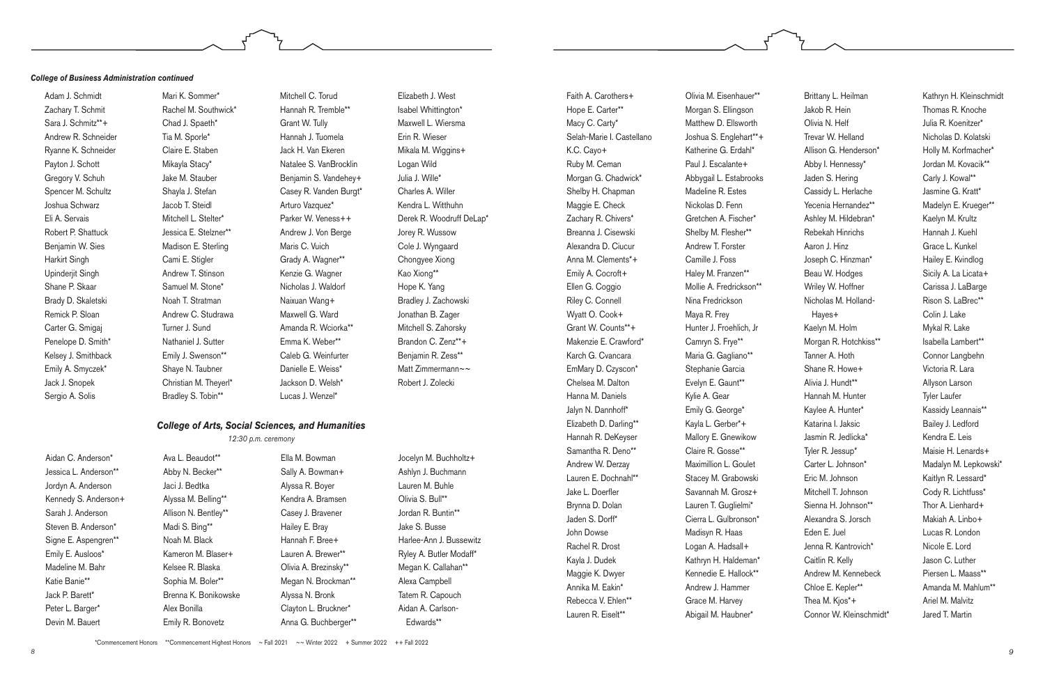### *College of Business Administration continued*

Adam J. Schmidt
Zachary T. Schmit
Sara J. Schmitz**+
Andrew R. Schneider
Ryanne K. Schneider
Payton J. Schott
Gregory V. Schuh
Spencer M. Schultz
Joshua Schwarz
Eli A. Servais
Robert P. Shattuck
Benjamin W. Sies
Harkirt Singh
Upinderjit Singh
Shane P. Skaar
Brady D. Skaletski
Remick P. Sloan
Carter G. Smigaj
Penelope D. Smith*
Kelsey J. Smithback
Emily A. Smyczek*
Jack J. Snopek
Sergio A. Solis
Mari K. Sommer*
Rachel M. Southwick*
Chad J. Spaeth*
Tia M. Sporle*
Claire E. Staben
Mikayla Stacy*
Jake M. Stauber
Shayla J. Stefan
Jacob T. Steidl
Mitchell L. Stelter*
Jessica E. Stelzner**
Madison E. Sterling
Cami E. Stigler
Andrew T. Stinson
Samuel M. Stone*
Noah T. Stratman
Andrew C. Studrawa
Turner J. Sund
Nathaniel J. Sutter
Emily J. Swenson**
Shaye N. Taubner
Christian M. Theyerl*
Bradley S. Tobin**
Mitchell C. Torud
Hannah R. Tremble**
Grant W. Tully
Hannah J. Tuomela
Jack H. Van Ekeren
Natalee S. VanBrocklin
Benjamin S. Vandehey+
Casey R. Vanden Burgt*
Arturo Vazquez*
Parker W. Veness++
Andrew J. Von Berge
Maris C. Vuich
Grady A. Wagner**
Kenzie G. Wagner
Nicholas J. Waldorf
Naixuan Wang+
Maxwell G. Ward
Amanda R. Wciorka**
Emma K. Weber**
Caleb G. Weinfurter
Danielle E. Weiss*
Jackson D. Welsh*
Lucas J. Wenzel*
Elizabeth J. West
Isabel Whittington*
Maxwell L. Wiersma
Erin R. Wieser
Mikala M. Wiggins+
Logan Wild
Julia J. Wille*
Charles A. Willer
Kendra L. Witthuhn
Derek R. Woodruff DeLap*
Jorey R. Wussow
Cole J. Wyngaard
Chongyee Xiong
Kao Xiong**
Hope K. Yang
Bradley J. Zachowski
Jonathan B. Zager
Mitchell S. Zahorsky
Brandon C. Zenz**+
Benjamin R. Zess**
Matt Zimmermann~~
Robert J. Zolecki

### *College of Arts, Social Sciences, and Humanities*

*12:30 p.m. ceremony*

Aidan C. Anderson*
Jessica L. Anderson**
Jordyn A. Anderson
Kennedy S. Anderson+
Sarah J. Anderson
Steven B. Anderson*
Signe E. Aspengren**
Emily E. Ausloos*
Madeline M. Bahr
Katie Banie**
Jack P. Barett*
Peter L. Barger*
Devin M. Bauert
Ava L. Beaudot**
Abby N. Becker**
Jaci J. Bedtka
Alyssa M. Belling**
Allison N. Bentley**
Madi S. Bing**
Noah M. Black
Kameron M. Blaser+
Kelsee R. Blaska
Sophia M. Boler**
Brenna K. Bonikowske
Alex Bonilla
Emily R. Bonovetz
Ella M. Bowman
Sally A. Bowman+
Alyssa R. Boyer
Kendra A. Bramsen
Casey J. Bravener
Hailey E. Bray
Hannah F. Bree+
Lauren A. Brewer**
Olivia A. Brezinsky**
Megan N. Brockman**
Alyssa N. Bronk
Clayton L. Bruckner*
Anna G. Buchberger**
Jocelyn M. Buchholtz+
Ashlyn J. Buchmann
Lauren M. Buhle
Olivia S. Bull**
Jordan R. Buntin**
Jake S. Busse
Harlee-Ann J. Bussewitz
Ryley A. Butler Modaff*
Megan K. Callahan**
Alexa Campbell
Tatem R. Capouch
Aidan A. Carlson-Edwards**
Faith A. Carothers+
Hope E. Carter**
Macy C. Carty*
Selah-Marie I. Castellano
K.C. Cayo+
Ruby M. Ceman
Morgan G. Chadwick*
Shelby H. Chapman
Maggie E. Check
Zachary R. Chivers*
Breanna J. Cisewski
Alexandra D. Ciucur
Anna M. Clements*+
Emily A. Cocroft+
Ellen G. Coggio
Riley C. Connell
Wyatt O. Cook+
Grant W. Counts**+
Makenzie E. Crawford*
Karch G. Cvancara
EmMary D. Czyscon*
Chelsea M. Dalton
Hanna M. Daniels
Jalyn N. Dannhoff*
Elizabeth D. Darling**
Hannah R. DeKeyser
Samantha R. Deno**
Andrew W. Derzay
Lauren E. Dochnahl**
Jake L. Doerfler
Brynna D. Dolan
Jaden S. Dorff*
John Dowse
Rachel R. Drost
Kayla J. Dudek
Maggie K. Dwyer
Annika M. Eakin*
Rebecca V. Ehlen**
Lauren R. Eiselt**
Olivia M. Eisenhauer**
Morgan S. Ellingson
Matthew D. Ellsworth
Joshua S. Englehart**+
Katherine G. Erdahl*
Paul J. Escalante+
Abbygail L. Estabrooks
Madeline R. Estes
Nickolas D. Fenn
Gretchen A. Fischer*
Shelby M. Flesher**
Andrew T. Forster
Camille J. Foss
Haley M. Franzen**
Mollie A. Fredrickson**
Nina Fredrickson
Maya R. Frey
Hunter J. Froehlich, Jr
Camryn S. Frye**
Maria G. Gagliano**
Stephanie Garcia
Evelyn E. Gaunt**
Kylie A. Gear
Emily G. George*
Kayla L. Gerber*+
Mallory E. Gnewikow
Claire R. Gosse**
Maximillion L. Goulet
Stacey M. Grabowski
Savannah M. Grosz+
Lauren T. Guglielmi*
Cierra L. Gulbronson*
Madisyn R. Haas
Logan A. Hadsall+
Kathryn H. Haldeman*
Kennedie E. Hallock**
Andrew J. Hammer
Grace M. Harvey
Abigail M. Haubner*
Brittany L. Heilman
Jakob R. Hein
Olivia N. Helf
Trevar W. Helland
Allison G. Henderson*
Abby I. Hennessy*
Jaden S. Hering
Cassidy L. Herlache
Yecenia Hernandez**
Ashley M. Hildebran*
Rebekah Hinrichs
Aaron J. Hinz
Joseph C. Hinzman*
Beau W. Hodges
Wriley W. Hoffner
Nicholas M. Holland-Hayes+
Kaelyn M. Holm
Morgan R. Hotchkiss**
Tanner A. Hoth
Shane R. Howe+
Alivia J. Hundt**
Hannah M. Hunter
Kaylee A. Hunter*
Katarina I. Jaksic
Jasmin R. Jedlicka*
Tyler R. Jessup*
Carter L. Johnson*
Eric M. Johnson
Mitchell T. Johnson
Sienna H. Johnson**
Alexandra S. Jorsch
Eden E. Juel
Jenna R. Kantrovich*
Caitlin R. Kelly
Andrew M. Kennebeck
Chloe E. Kepler**
Thea M. Kjos*+
Connor W. Kleinschmidt*
Kathryn H. Kleinschmidt
Thomas R. Knoche
Julia R. Koenitzer*
Nicholas D. Kolatski
Holly M. Korfmacher*
Jordan M. Kovacik**
Carly J. Kowal**
Jasmine G. Kratt*
Madelyn E. Krueger**
Kaelyn M. Krultz
Hannah J. Kuehl
Grace L. Kunkel
Hailey E. Kvindlog
Sicily A. La Licata+
Carissa J. LaBarge
Rison S. LaBrec**
Colin J. Lake
Mykal R. Lake
Isabella Lambert**
Connor Langbehn
Victoria R. Lara
Allyson Larson
Tyler Laufer
Kassidy Leannais**
Bailey J. Ledford
Kendra E. Leis
Maisie H. Lenards+
Madalyn M. Lepkowski*
Kaitlyn R. Lessard*
Cody R. Lichtfuss*
Thor A. Lienhard+
Makiah A. Linbo+
Lucas R. London
Nicole E. Lord
Jason C. Luther
Piersen L. Maass**
Amanda M. Mahlum**
Ariel M. Malvitz
Jared T. Martin

*Commencement Honors **Commencement Highest Honors ~ Fall 2021 ~~ Winter 2022 + Summer 2022 ++ Fall 2022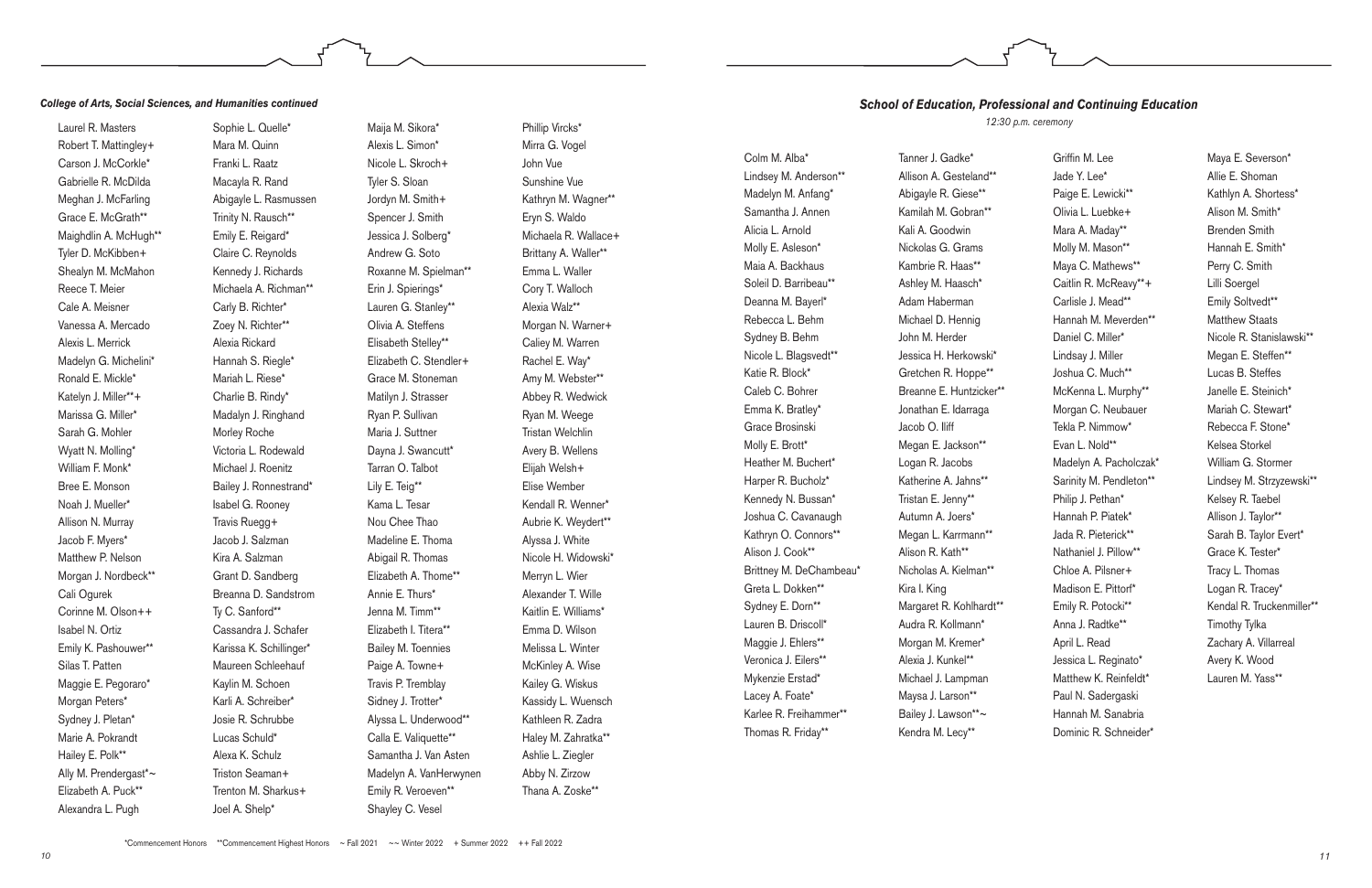***College of Arts, Social Sciences, and Humanities continued***

Laurel R. Masters
Robert T. Mattingley+
Carson J. McCorkle*
Gabrielle R. McDilda
Meghan J. McFarling
Grace E. McGrath**
Maighdlin A. McHugh**
Tyler D. McKibben+
Shealyn M. McMahon
Reece T. Meier
Cale A. Meisner
Vanessa A. Mercado
Alexis L. Merrick
Madelyn G. Michelini*
Ronald E. Mickle*
Katelyn J. Miller**+
Marissa G. Miller*
Sarah G. Mohler
Wyatt N. Molling*
William F. Monk*
Bree E. Monson
Noah J. Mueller*
Allison N. Murray
Jacob F. Myers*
Matthew P. Nelson
Morgan J. Nordbeck**
Cali Ogurek
Corinne M. Olson++
Isabel N. Ortiz
Emily K. Pashouwer**
Silas T. Patten
Maggie E. Pegoraro*
Morgan Peters*
Sydney J. Pletan*
Marie A. Pokrandt
Hailey E. Polk**
Ally M. Prendergast*~
Elizabeth A. Puck**
Alexandra L. Pugh
Sophie L. Quelle*
Mara M. Quinn
Franki L. Raatz
Macayla R. Rand
Abigayle L. Rasmussen
Trinity N. Rausch**
Emily E. Reigard*
Claire C. Reynolds
Kennedy J. Richards
Michaela A. Richman**
Carly B. Richter*
Zoey N. Richter**
Alexia Rickard
Hannah S. Riegle*
Mariah L. Riese*
Charlie B. Rindy*
Madalyn J. Ringhand
Morley Roche
Victoria L. Rodewald
Michael J. Roenitz
Bailey J. Ronnestrand*
Isabel G. Rooney
Travis Ruegg+
Jacob J. Salzman
Kira A. Salzman
Grant D. Sandberg
Breanna D. Sandstrom
Ty C. Sanford**
Cassandra J. Schafer
Karissa K. Schillinger*
Maureen Schleehauf
Kaylin M. Schoen
Karli A. Schreiber*
Josie R. Schrubbe
Lucas Schuld*
Alexa K. Schulz
Triston Seaman+
Trenton M. Sharkus+
Joel A. Shelp*
Maija M. Sikora*
Alexis L. Simon*
Nicole L. Skroch+
Tyler S. Sloan
Jordyn M. Smith+
Spencer J. Smith
Jessica J. Solberg*
Andrew G. Soto
Roxanne M. Spielman**
Erin J. Spierings*
Lauren G. Stanley**
Olivia A. Steffens
Elisabeth Stelley**
Elizabeth C. Stendler+
Grace M. Stoneman
Matilyn J. Strasser
Ryan P. Sullivan
Maria J. Suttner
Dayna J. Swancutt*
Tarran O. Talbot
Lily E. Teig**
Kama L. Tesar
Nou Chee Thao
Madeline E. Thoma
Abigail R. Thomas
Elizabeth A. Thome**
Annie E. Thurs*
Jenna M. Timm**
Elizabeth I. Titera**
Bailey M. Toennies
Paige A. Towne+
Travis P. Tremblay
Sidney J. Trotter*
Alyssa L. Underwood**
Calla E. Valiquette**
Samantha J. Van Asten
Madelyn A. VanHerwynen
Emily R. Veroeven**
Shayley C. Vesel
Phillip Vircks*
Mirra G. Vogel
John Vue
Sunshine Vue
Kathryn M. Wagner**
Eryn S. Waldo
Michaela R. Wallace+
Brittany A. Waller**
Emma L. Waller
Cory T. Walloch
Alexia Walz**
Morgan N. Warner+
Caliey M. Warren
Rachel E. Way*
Amy M. Webster**
Abbey R. Wedwick
Ryan M. Weege
Tristan Welchlin
Avery B. Wellens
Elijah Welsh+
Elise Wember
Kendall R. Wenner*
Aubrie K. Weydert**
Alyssa J. White
Nicole H. Widowski*
Merryn L. Wier
Alexander T. Wille
Kaitlin E. Williams*
Emma D. Wilson
Melissa L. Winter
McKinley A. Wise
Kailey G. Wiskus
Kassidy L. Wuensch
Kathleen R. Zadra
Haley M. Zahratka**
Ashlie L. Ziegler
Abby N. Zirzow
Thana A. Zoske**

## *School of Education, Professional and Continuing Education*

*12:30 p.m. ceremony*

Colm M. Alba*
Lindsey M. Anderson**
Madelyn M. Anfang*
Samantha J. Annen
Alicia L. Arnold
Molly E. Asleson*
Maia A. Backhaus
Soleil D. Barribeau**
Deanna M. Bayerl*
Rebecca L. Behm
Sydney B. Behm
Nicole L. Blagsvedt**
Katie R. Block*
Caleb C. Bohrer
Emma K. Bratley*
Grace Brosinski
Molly E. Brott*
Heather M. Buchert*
Harper R. Bucholz*
Kennedy N. Bussan*
Joshua C. Cavanaugh
Kathryn O. Connors**
Alison J. Cook**
Brittney M. DeChambeau*
Greta L. Dokken**
Sydney E. Dorn**
Lauren B. Driscoll*
Maggie J. Ehlers**
Veronica J. Eilers**
Mykenzie Erstad*
Lacey A. Foate*
Karlee R. Freihammer**
Thomas R. Friday**
Tanner J. Gadke*
Allison A. Gesteland**
Abigayle R. Giese**
Kamilah M. Gobran**
Kali A. Goodwin
Nickolas G. Grams
Kambrie R. Haas**
Ashley M. Haasch*
Adam Haberman
Michael D. Hennig
John M. Herder
Jessica H. Herkowski*
Gretchen R. Hoppe**
Breanne E. Huntzicker**
Jonathan E. Idarraga
Jacob O. Iliff
Megan E. Jackson**
Logan R. Jacobs
Katherine A. Jahns**
Tristan E. Jenny**
Autumn A. Joers*
Megan L. Karrmann**
Alison R. Kath**
Nicholas A. Kielman**
Kira I. King
Margaret R. Kohlhardt**
Audra R. Kollmann*
Morgan M. Kremer*
Alexia J. Kunkel**
Michael J. Lampman
Maysa J. Larson**
Bailey J. Lawson**~
Kendra M. Lecy**
Griffin M. Lee
Jade Y. Lee*
Paige E. Lewicki**
Olivia L. Luebke+
Mara A. Maday**
Molly M. Mason**
Maya C. Mathews**
Caitlin R. McReavy**+
Carlisle J. Mead**
Hannah M. Meverden**
Daniel C. Miller*
Lindsay J. Miller
Joshua C. Much**
McKenna L. Murphy**
Morgan C. Neubauer
Tekla P. Nimmow*
Evan L. Nold**
Madelyn A. Pacholczak*
Sarinity M. Pendleton**
Philip J. Pethan*
Hannah P. Piatek*
Jada R. Pieterick**
Nathaniel J. Pillow**
Chloe A. Pilsner+
Madison E. Pittorf*
Emily R. Potocki**
Anna J. Radtke**
April L. Read
Jessica L. Reginato*
Matthew K. Reinfeldt*
Paul N. Sadergaski
Hannah M. Sanabria
Dominic R. Schneider*
Maya E. Severson*
Allie E. Shoman
Kathlyn A. Shortess*
Alison M. Smith*
Brenden Smith
Hannah E. Smith*
Perry C. Smith
Lilli Soergel
Emily Soltvedt**
Matthew Staats
Nicole R. Stanislawski**
Megan E. Steffen**
Lucas B. Steffes
Janelle E. Steinich*
Mariah C. Stewart*
Rebecca F. Stone*
Kelsea Storkel
William G. Stormer
Lindsey M. Strzyzewski**
Kelsey R. Taebel
Allison J. Taylor**
Sarah B. Taylor Evert*
Grace K. Tester*
Tracy L. Thomas
Logan R. Tracey*
Kendal R. Truckenmiller**
Timothy Tylka
Zachary A. Villarreal
Avery K. Wood
Lauren M. Yass**

*Commencement Honors **Commencement Highest Honors ~ Fall 2021 ~~ Winter 2022 + Summer 2022 ++ Fall 2022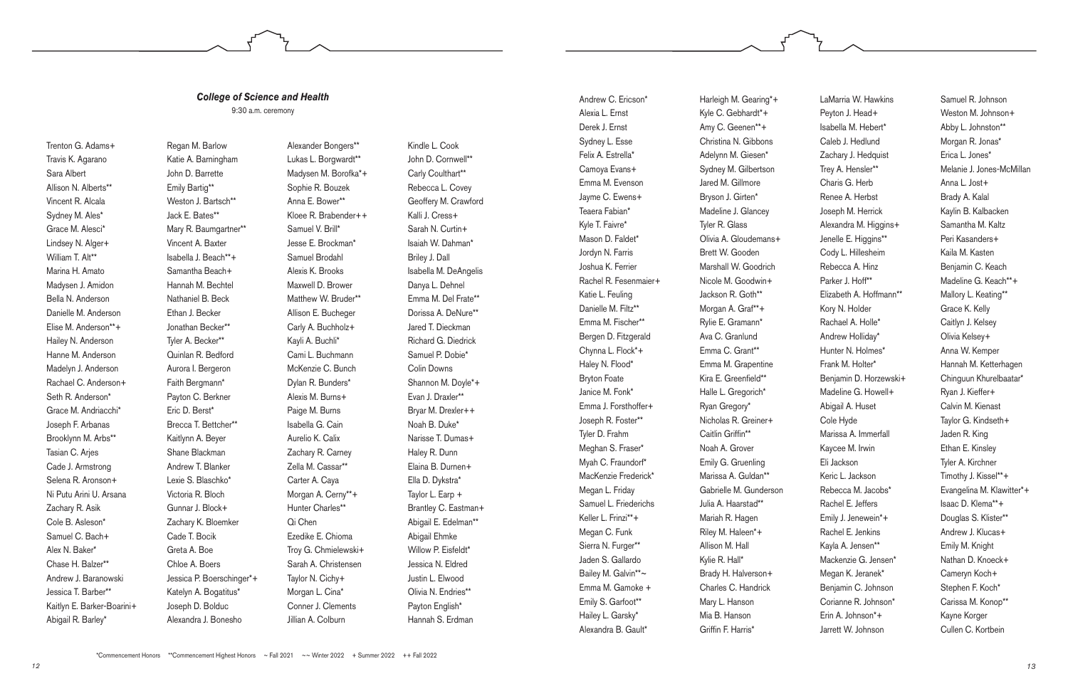### *College of Science and Health*

9:30 a.m. ceremony

Trenton G. Adams+
Travis K. Agarano
Sara Albert
Allison N. Alberts**
Vincent R. Alcala
Sydney M. Ales*
Grace M. Alesci*
Lindsey N. Alger+
William T. Alt**
Marina H. Amato
Madysen J. Amidon
Bella N. Anderson
Danielle M. Anderson
Elise M. Anderson**+
Hailey N. Anderson
Hanne M. Anderson
Madelyn J. Anderson
Rachael C. Anderson+
Seth R. Anderson*
Grace M. Andriacchi*
Joseph F. Arbanas
Brooklynn M. Arbs**
Tasian C. Arjes
Cade J. Armstrong
Selena R. Aronson+
Ni Putu Arini U. Arsana
Zachary R. Asik
Cole B. Asleson*
Samuel C. Bach+
Alex N. Baker*
Chase H. Balzer**
Andrew J. Baranowski
Jessica T. Barber**
Kaitlyn E. Barker-Boarini+
Abigail R. Barley*
Regan M. Barlow
Katie A. Barningham
John D. Barrette
Emily Bartig**
Weston J. Bartsch**
Jack E. Bates**
Mary R. Baumgartner**
Vincent A. Baxter
Isabella J. Beach**+
Samantha Beach+
Hannah M. Bechtel
Nathaniel B. Beck
Ethan J. Becker
Jonathan Becker**
Tyler A. Becker**
Quinlan R. Bedford
Aurora I. Bergeron
Faith Bergmann*
Payton C. Berkner
Eric D. Berst*
Brecca T. Bettcher**
Kaitlynn A. Beyer
Shane Blackman
Andrew T. Blanker
Lexie S. Blaschko*
Victoria R. Bloch
Gunnar J. Block+
Zachary K. Bloemker
Cade T. Bocik
Greta A. Boe
Chloe A. Boers
Jessica P. Boerschinger*+
Katelyn A. Bogatitus*
Joseph D. Bolduc
Alexandra J. Bonesho
Alexander Bongers**
Lukas L. Borgwardt**
Madysen M. Borofka*+
Sophie R. Bouzek
Anna E. Bower**
Kloee R. Brabender++
Samuel V. Brill*
Jesse E. Brockman*
Samuel Brodahl
Alexis K. Brooks
Maxwell D. Brower
Matthew W. Bruder**
Allison E. Bucheger
Carly A. Buchholz+
Kayli A. Buchli*
Cami L. Buchmann
McKenzie C. Bunch
Dylan R. Bunders*
Alexis M. Burns+
Paige M. Burns
Isabella G. Cain
Aurelio K. Calix
Zachary R. Carney
Zella M. Cassar**
Carter A. Caya
Morgan A. Cerny**+
Hunter Charles**
Qi Chen
Ezedike E. Chioma
Troy G. Chmielewski+
Sarah A. Christensen
Taylor N. Cichy+
Morgan L. Cina*
Conner J. Clements
Jillian A. Colburn
Kindle L. Cook
John D. Cornwell**
Carly Coulthart**
Rebecca L. Covey
Geoffery M. Crawford
Kalli J. Cress+
Sarah N. Curtin+
Isaiah W. Dahman*
Briley J. Dall
Isabella M. DeAngelis
Danya L. Dehnel
Emma M. Del Frate**
Dorissa A. DeNure**
Jared T. Dieckman
Richard G. Diedrick
Samuel P. Dobie*
Colin Downs
Shannon M. Doyle*+
Evan J. Draxler**
Bryar M. Drexler++
Noah B. Duke*
Narisse T. Dumas+
Haley R. Dunn
Elaina B. Durnen+
Ella D. Dykstra*
Taylor L. Earp +
Brantley C. Eastman+
Abigail E. Edelman**
Abigail Ehmke
Willow P. Eisfeldt*
Jessica N. Eldred
Justin L. Elwood
Olivia N. Endries**
Payton English*
Hannah S. Erdman
Andrew C. Ericson*
Alexia L. Ernst
Derek J. Ernst
Sydney L. Esse
Felix A. Estrella*
Camoya Evans+
Emma M. Evenson
Jayme C. Ewens+
Teaera Fabian*
Kyle T. Faivre*
Mason D. Faldet*
Jordyn N. Farris
Joshua K. Ferrier
Rachel R. Fesenmaier+
Katie L. Feuling
Danielle M. Filtz**
Emma M. Fischer**
Bergen D. Fitzgerald
Chynna L. Flock*+
Haley N. Flood*
Bryton Foate
Janice M. Fonk*
Emma J. Forsthoffer+
Joseph R. Foster**
Tyler D. Frahm
Meghan S. Fraser*
Myah C. Fraundorf*
MacKenzie Frederick*
Megan L. Friday
Samuel L. Friederichs
Keller L. Frinzi**+
Megan C. Funk
Sierra N. Furger**
Jaden S. Gallardo
Bailey M. Galvin**~
Emma M. Gamoke +
Emily S. Garfoot**
Hailey L. Garsky*
Alexandra B. Gault*
Harleigh M. Gearing*+
Kyle C. Gebhardt*+
Amy C. Geenen**+
Christina N. Gibbons
Adelynn M. Giesen*
Sydney M. Gilbertson
Jared M. Gillmore
Bryson J. Girten*
Madeline J. Glancey
Tyler R. Glass
Olivia A. Gloudemans+
Brett W. Gooden
Marshall W. Goodrich
Nicole M. Goodwin+
Jackson R. Goth**
Morgan A. Graf**+
Rylie E. Gramann*
Ava C. Granlund
Emma C. Grant**
Emma M. Grapentine
Kira E. Greenfield**
Halle L. Gregorich*
Ryan Gregory*
Nicholas R. Greiner+
Caitlin Griffin**
Noah A. Grover
Emily G. Gruenling
Marissa A. Guldan**
Gabrielle M. Gunderson
Julia A. Haarstad**
Mariah R. Hagen
Riley M. Haleen*+
Allison M. Hall
Kylie R. Hall*
Brady H. Halverson+
Charles C. Handrick
Mary L. Hanson
Mia B. Hanson
Griffin F. Harris*
LaMarria W. Hawkins
Peyton J. Head+
Isabella M. Hebert*
Caleb J. Hedlund
Zachary J. Hedquist
Trey A. Hensler**
Charis G. Herb
Renee A. Herbst
Joseph M. Herrick
Alexandra M. Higgins+
Jenelle E. Higgins**
Cody L. Hillesheim
Rebecca A. Hinz
Parker J. Hoff**
Elizabeth A. Hoffmann**
Kory N. Holder
Rachael A. Holle*
Andrew Holliday*
Hunter N. Holmes*
Frank M. Holter*
Benjamin D. Horzewski+
Madeline G. Howell+
Abigail A. Huset
Cole Hyde
Marissa A. Immerfall
Kaycee M. Irwin
Eli Jackson
Keric L. Jackson
Rebecca M. Jacobs*
Rachel E. Jeffers
Emily J. Jenewein*+
Rachel E. Jenkins
Kayla A. Jensen**
Mackenzie G. Jensen*
Megan K. Jeranek*
Benjamin C. Johnson
Corianne R. Johnson*
Erin A. Johnson*+
Jarrett W. Johnson
Samuel R. Johnson
Weston M. Johnson+
Abby L. Johnston**
Morgan R. Jonas*
Erica L. Jones*
Melanie J. Jones-McMillan
Anna L. Jost+
Brady A. Kalal
Kaylin B. Kalbacken
Samantha M. Kaltz
Peri Kasanders+
Kaila M. Kasten
Benjamin C. Keach
Madeline G. Keach**+
Mallory L. Keating**
Grace K. Kelly
Caitlyn J. Kelsey
Olivia Kelsey+
Anna W. Kemper
Hannah M. Ketterhagen
Chinguun Khurelbaatar*
Ryan J. Kieffer+
Calvin M. Kienast
Taylor G. Kindseth+
Jaden R. King
Ethan E. Kinsley
Tyler A. Kirchner
Timothy J. Kissel**+
Evangelina M. Klawitter*+
Isaac D. Klema**+
Douglas S. Klister**
Andrew J. Klucas+
Emily M. Knight
Nathan D. Knoeck+
Cameryn Koch+
Stephen F. Koch*
Carissa M. Konop**
Kayne Korger
Cullen C. Kortbein

*Commencement Honors **Commencement Highest Honors ~ Fall 2021 ~~ Winter 2022 + Summer 2022 ++ Fall 2022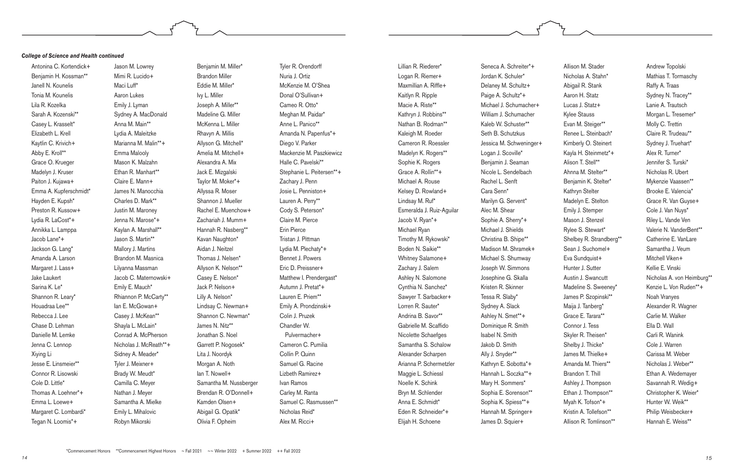***College of Science and Health continued***

Antonina C. Kortendick+
Benjamin H. Kossman**
Janell N. Kounelis
Tonia M. Kounelis
Lila R. Kozelka
Sarah A. Kozenski**
Casey L. Krasselt*
Elizabeth L. Krell
Kaytlin C. Krivich+
Abby E. Kroll**
Grace O. Krueger
Madelyn J. Kruser
Paiton J. Kujawa+
Emma A. Kupferschmidt*
Hayden E. Kupsh*
Preston R. Kussow+
Lydia R. LaCost*+
Annikka L. Lamppa
Jacob Lane*+
Jackson G. Lang*
Amanda A. Larson
Margaret J. Lass+
Jake Laukert
Sarina K. Le*
Shannon R. Leary*
Houadraa Lee**
Rebecca J. Lee
Chase D. Lehman
Danielle M. Lemke
Jenna C. Lennop
Xiying Li
Jesse E. Linsmeier**
Connor R. Lisowski
Cole D. Little*
Thomas A. Loehner*+
Emma L. Loewe+
Margaret C. Lombardi*
Tegan N. Loomis*+

Jason M. Lowrey
Mimi R. Lucido+
Maci Luff*
Aaron Lukes
Emily J. Lyman
Sydney A. MacDonald
Anna M. Main**
Lydia A. Maleitzke
Marianna M. Malin**+
Emma Malooly
Mason K. Malzahn
Ethan R. Manhart**
Claire E. Mann+
James N. Manocchia
Charles D. Mark**
Justin M. Maroney
Jenna N. Marose*+
Kaylan A. Marshall**
Jason S. Martin**
Mallory J. Martins
Brandon M. Masnica
Lilyanna Massman
Jacob C. Maternowski+
Emily E. Mauch*
Rhiannon P. McCarty**
Ian E. McGowan+
Casey J. McKean**
Shayla L. McLain*
Conrad A. McPherson
Nicholas J. McReath**+
Sidney A. Meader*
Tyler J. Meixner+
Brady W. Meudt*
Camilla C. Meyer
Nathan J. Meyer
Samantha A. Mielke
Emily L. Mihalovic
Robyn Mikorski

Benjamin M. Miller*
Brandon Miller
Eddie M. Miller*
Ivy L. Miller
Joseph A. Miller**
Madeline G. Miller
McKenna L. Miller
Rhavyn A. Millis
Allyson G. Mitchell*
Amelia M. Mitchell+
Alexandra A. Mix
Jack E. Mizgalski
Taylor M. Moker*+
Allyssa R. Moser
Shannon J. Mueller
Rachel E. Muenchow+
Zachariah J. Mumm+
Hannah R. Nasberg**
Kavan Naughton*
Aidan J. Neitzel
Thomas J. Nelsen*
Allyson K. Nelson**
Casey E. Nelson*
Jack P. Nelson+
Lilly A. Nelson*
Lindsay C. Newman+
Shannon C. Newman*
James N. Nitz**
Jonathan S. Noel
Garrett P. Nogosek*
Lita J. Noordyk
Morgan A. Noth
Ian T. Nowell+
Samantha M. Nussberger
Brendan R. O'Donnell+
Kamden Olsen+
Abigail G. Opatik*
Olivia F. Opheim

Tyler R. Orendorff
Nuria J. Ortiz
McKenzie M. O'Shea
Donal O'Sullivan+
Cameo R. Otto*
Meghan M. Paidar*
Anne L. Panico**
Amanda N. Papenfus*+
Diego V. Parker
Mackenzie M. Paszkiewicz
Halle C. Pavelski**
Stephanie L. Peitersen**+
Zachary J. Penn
Josie L. Penniston+
Lauren A. Perry**
Cody S. Peterson*
Claire M. Pierce
Erin Pierce
Tristan J. Pittman
Lydia M. Plechaty*+
Bennet J. Powers
Eric D. Preissner+
Matthew I. Prendergast*
Autumn J. Pretat*+
Lauren E. Priem**
Emily A. Prondzinski+
Colin J. Pruzek
Chandler W. Pulvermacher+
Cameron C. Pumilia
Collin P. Quinn
Samuel G. Racine
Lizbeth Ramirez+
Ivan Ramos
Carley M. Ranta
Samuel C. Rasmussen**
Nicholas Reid*
Alex M. Ricci+

Lillian R. Riederer*
Logan R. Riemer+
Maxmillian A. Riffle+
Kaitlyn R. Ripple
Macie A. Riste**
Kathryn J. Robbins**
Nathan B. Rodman**
Kaleigh M. Roeder
Cameron R. Roessler
Madelyn K. Rogers**
Sophie K. Rogers
Grace A. Rollin**+
Michael A. Rouse
Kelsey D. Rowland+
Lindsay M. Ruf*
Esmeralda J. Ruiz-Aguilar
Jacob V. Ryan*+
Michael Ryan
Timothy M. Rykowski*
Boden N. Saikie**
Whitney Salamone+
Zachary J. Salem
Ashley N. Salomone
Cynthia N. Sanchez*
Sawyer T. Sarbacker+
Lorren R. Sauter*
Andrina B. Savor**
Gabrielle M. Scaffido
Nicolette Schaefges
Samantha S. Schalow
Alexander Scharpen
Arianna P. Schermetzler
Maggie L. Schiessl
Noelle K. Schink
Bryn M. Schlender
Anna E. Schmidt*
Eden R. Schneider*+
Elijah H. Schoene

Seneca A. Schreiter*+
Jordan K. Schuler*
Delaney M. Schultz+
Paige A. Schultz*+
Michael J. Schumacher+
William J. Schumacher
Kaleb W. Schuster**
Seth B. Schutzkus
Jessica M. Schweninger+
Logan J. Scoville*
Benjamin J. Seaman
Nicole L. Sendelbach
Rachel L. Senft
Cara Senn*
Marilyn G. Servent*
Alec M. Shear
Sophie A. Sherry*+
Michael J. Shields
Christina B. Shipe**
Madison M. Shramek+
Michael S. Shumway
Joseph W. Simmons
Josephine G. Skalla
Kristen R. Skinner
Tessa R. Slaby*
Sydney A. Slack
Ashley N. Smet**+
Dominique R. Smith
Isabel N. Smith
Jakob D. Smith
Ally J. Snyder**
Kathryn E. Sobotta*+
Hannah L. Soczka**+
Mary H. Sommers*
Sophia E. Sorenson**
Sophia K. Spiess**+
Hannah M. Springer+
James D. Squier+

Allison M. Stader
Nicholas A. Stahn*
Abigail R. Stank
Aaron H. Statz
Lucas J. Statz+
Kylee Stauss
Evan M. Steiger**
Renee L. Steinbach*
Kimberly O. Steinert
Kayla H. Steinmetz*+
Alison T. Stell**
Ahnna M. Stelter**
Benjamin K. Stelter*
Kathryn Stelter
Madelyn E. Stelton
Emily J. Stemper
Mason J. Stenzel
Rylee S. Stewart*
Shelbey R. Strandberg**
Sean J. Suchomel+
Eva Sundquist+
Hunter J. Sutter
Austin J. Swancutt
Madeline S. Sweeney*
James P. Szopinski**
Maija J. Tanberg*
Grace E. Tarara**
Connor J. Tess
Skyler R. Theisen*
Shelby J. Thicke*
James M. Thielke+
Amanda M. Thiers**
Brandon T. Thill
Ashley J. Thompson
Ethan J. Thompson**
Myah K. Tofson*+
Kristin A. Tollefson**
Allison R. Tomlinson**

Andrew Topolski
Mathias T. Tormaschy
Raffy A. Traas
Sydney N. Tracey**
Lanie A. Trautsch
Morgan L. Tresemer*
Molly C. Trettin
Claire R. Trudeau**
Sydney J. Truehart*
Alex R. Turner*
Jennifer S. Turski*
Nicholas R. Ubert
Mykenzie Vaassen**
Brooke E. Valencia*
Grace R. Van Guyse+
Cole J. Van Nuys*
Riley L. Vande Ven
Valerie N. VanderBent**
Catherine E. VanLare
Samantha J. Veum
Mitchell Viken+
Kellie E. Vinski
Nicholas A. von Heimburg**
Kenzie L. Von Ruden**+
Noah Vranyes
Alexander R. Wagner
Carlie M. Walker
Ella D. Wall
Carli R. Wanink
Cole J. Warren
Carissa M. Weber
Nicholas J. Weber**
Ethan A. Wedemayer
Savannah R. Wedig+
Christopher K. Weier*
Hunter W. Weik**
Philip Weisbecker+
Hannah E. Weiss**

*Commencement Honors **Commencement Highest Honors ~ Fall 2021 ~~ Winter 2022 + Summer 2022 ++ Fall 2022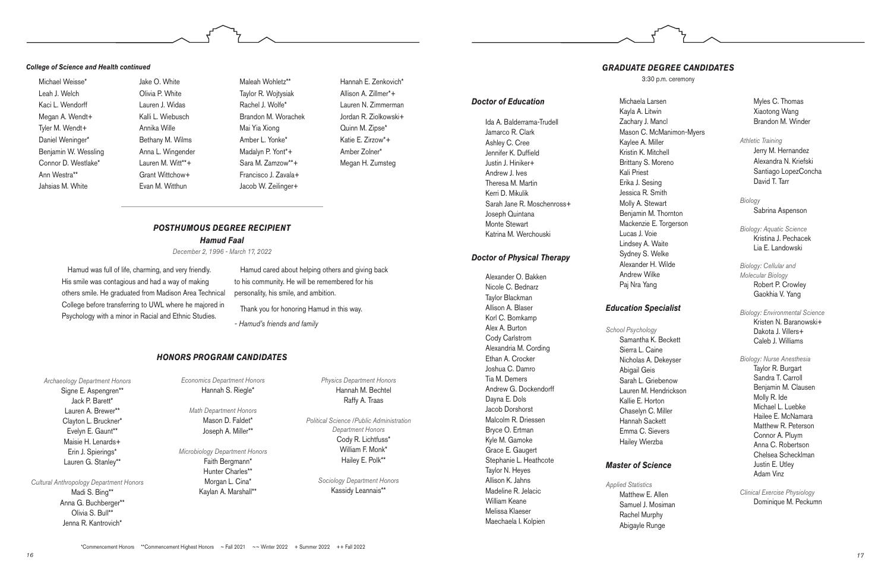***College of Science and Health continued***

Michael Weisse*
Leah J. Welch
Kaci L. Wendorff
Megan A. Wendt+
Tyler M. Wendt+
Daniel Weninger*
Benjamin W. Wessling
Connor D. Westlake*
Ann Westra**
Jahsias M. White
Jake O. White
Olivia P. White
Lauren J. Widas
Kalli L. Wiebusch
Annika Wille
Bethany M. Wilms
Anna L. Wingender
Lauren M. Witt**+
Grant Wittchow+
Evan M. Witthun
Maleah Wohletz**
Taylor R. Wojtysiak
Rachel J. Wolfe*
Brandon M. Worachek
Mai Yia Xiong
Amber L. Yonke*
Madalyn P. Yont*+
Sara M. Zamzow**+
Francisco J. Zavala+
Jacob W. Zeilinger+
Hannah E. Zenkovich*
Allison A. Zillmer*+
Lauren N. Zimmerman
Jordan R. Ziolkowski+
Quinn M. Zipse*
Katie E. Zirzow*+
Amber Zolner*
Megan H. Zumsteg

## *POSTHUMOUS DEGREE RECIPIENT*

***Hamud Faal***

*December 2, 1996 - March 17, 2022*

Hamud was full of life, charming, and very friendly. His smile was contagious and had a way of making others smile. He graduated from Madison Area Technical College before transferring to UWL where he majored in Psychology with a minor in Racial and Ethnic Studies.

Hamud cared about helping others and giving back to his community. He will be remembered for his personality, his smile, and ambition.

Thank you for honoring Hamud in this way.

*- Hamud's friends and family*

## *HONORS PROGRAM CANDIDATES*

*Archaeology Department Honors*
Signe E. Aspengren**
Jack P. Barett*
Lauren A. Brewer**
Clayton L. Bruckner*
Evelyn E. Gaunt**
Maisie H. Lenards+
Erin J. Spierings*
Lauren G. Stanley**

*Cultural Anthropology Department Honors*
Madi S. Bing**
Anna G. Buchberger**
Olivia S. Bull**
Jenna R. Kantrovich*

*Economics Department Honors*
Hannah S. Riegle*

*Math Department Honors*
Mason D. Faldet*
Joseph A. Miller**

*Microbiology Department Honors*
Faith Bergmann*
Hunter Charles**
Morgan L. Cina*
Kaylan A. Marshall**

*Physics Department Honors*
Hannah M. Bechtel
Raffy A. Traas

*Political Science /Public Administration Department Honors*
Cody R. Lichtfuss*
William F. Monk*
Hailey E. Polk**

*Sociology Department Honors*
Kassidy Leannais**

\*Commencement Honors \*\*Commencement Highest Honors ~ Fall 2021 ~~ Winter 2022 + Summer 2022 ++ Fall 2022

## *GRADUATE DEGREE CANDIDATES*

3:30 p.m. ceremony

### *Doctor of Education*

Ida A. Balderrama-Trudell
Jamarco R. Clark
Ashley C. Cree
Jennifer K. Duffield
Justin J. Hiniker+
Andrew J. Ives
Theresa M. Martin
Kerri D. Mikulik
Sarah Jane R. Moschenross+
Joseph Quintana
Monte Stewart
Katrina M. Werchouski

### *Doctor of Physical Therapy*

Alexander O. Bakken
Nicole C. Bednarz
Taylor Blackman
Allison A. Blaser
Korl C. Bomkamp
Alex A. Burton
Cody Carlstrom
Alexandria M. Cording
Ethan A. Crocker
Joshua C. Damro
Tia M. Demers
Andrew G. Dockendorff
Dayna E. Dols
Jacob Dorshorst
Malcolm R. Driessen
Bryce O. Ertman
Kyle M. Gamoke
Grace E. Gaugert
Stephanie L. Heathcote
Taylor N. Heyes
Allison K. Jahns
Madeline R. Jelacic
William Keane
Melissa Klaeser
Maechaela I. Kolpien
Michaela Larsen
Kayla A. Litwin
Zachary J. Mancl
Mason C. McManimon-Myers
Kaylee A. Miller
Kristin K. Mitchell
Brittany S. Moreno
Kali Priest
Erika J. Sesing
Jessica R. Smith
Molly A. Stewart
Benjamin M. Thornton
Mackenzie E. Torgerson
Lucas J. Voie
Lindsey A. Waite
Sydney S. Welke
Alexander H. Wilde
Andrew Wilke
Paj Nra Yang

### *Education Specialist*

*School Psychology*
Samantha K. Beckett
Sierra L. Caine
Nicholas A. Dekeyser
Abigail Geis
Sarah L. Griebenow
Lauren M. Hendrickson
Kallie E. Horton
Chaselyn C. Miller
Hannah Sackett
Emma C. Sievers
Hailey Wierzba

### *Master of Science*

*Applied Statistics*
Matthew E. Allen
Samuel J. Mosiman
Rachel Murphy
Abigayle Runge
Myles C. Thomas
Xiaotong Wang
Brandon M. Winder

*Athletic Training*
Jerry M. Hernandez
Alexandra N. Kriefski
Santiago LopezConcha
David T. Tarr

*Biology*
Sabrina Aspenson

*Biology: Aquatic Science*
Kristina J. Pechacek
Lia E. Landowski

*Biology: Cellular and Molecular Biology*
Robert P. Crowley
Gaokhia V. Yang

*Biology: Environmental Science*
Kristen N. Baranowski+
Dakota J. Villers+
Caleb J. Williams

*Biology: Nurse Anesthesia*
Taylor R. Burgart
Sandra T. Carroll
Benjamin M. Clausen
Molly R. Ide
Michael L. Luebke
Hailee E. McNamara
Matthew R. Peterson
Connor A. Pluym
Anna C. Robertson
Chelsea Schecklman
Justin E. Utley
Adam Vinz

*Clinical Exercise Physiology*
Dominique M. Peckumn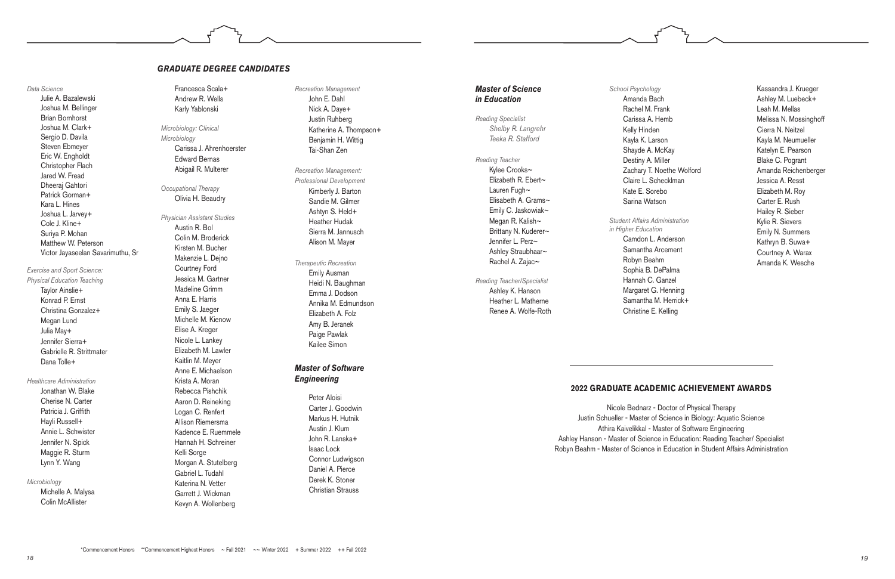## GRADUATE DEGREE CANDIDATES

*Data Science*

Julie A. Bazalewski
Joshua M. Bellinger
Brian Bornhorst
Joshua M. Clark+
Sergio D. Davila
Steven Ebmeyer
Eric W. Engholdt
Christopher Flach
Jared W. Fread
Dheeraj Gahtori
Patrick Gorman+
Kara L. Hines
Joshua L. Jarvey+
Cole J. Kline+
Suriya P. Mohan
Matthew W. Peterson
Victor Jayaseelan Savarimuthu, Sr
Francesca Scala+
Andrew R. Wells
Karly Yablonski

*Exercise and Sport Science: Physical Education Teaching*

Taylor Ainslie+
Konrad P. Ernst
Christina Gonzalez+
Megan Lund
Julia May+
Jennifer Sierra+
Gabrielle R. Strittmater
Dana Tolle+

*Healthcare Administration*

Jonathan W. Blake
Cherise N. Carter
Patricia J. Griffith
Hayli Russell+
Annie L. Schwister
Jennifer N. Spick
Maggie R. Sturm
Lynn Y. Wang

*Microbiology*

Michelle A. Malysa
Colin McAllister

*Microbiology: Clinical Microbiology*

Carissa J. Ahrenhoerster
Edward Bernas
Abigail R. Multerer

*Occupational Therapy*

Olivia H. Beaudry

*Physician Assistant Studies*

Austin R. Bol
Colin M. Broderick
Kirsten M. Bucher
Makenzie L. Dejno
Courtney Ford
Jessica M. Gartner
Madeline Grimm
Anna E. Harris
Emily S. Jaeger
Michelle M. Kienow
Elise A. Kreger
Nicole L. Lankey
Elizabeth M. Lawler
Kaitlin M. Meyer
Anne E. Michaelson
Krista A. Moran
Rebecca Pishchik
Aaron D. Reineking
Logan C. Renfert
Allison Riemersma
Kadence E. Ruemmele
Hannah H. Schreiner
Kelli Sorge
Morgan A. Stutelberg
Gabriel L. Tudahl
Katerina N. Vetter
Garrett J. Wickman
Kevyn A. Wollenberg

*Recreation Management*

John E. Dahl
Nick A. Daye+
Justin Ruhberg
Katherine A. Thompson+
Benjamin H. Wittig
Tai-Shan Zen

*Recreation Management: Professional Development*

Kimberly J. Barton
Sandie M. Gilmer
Ashtyn S. Held+
Heather Hudak
Sierra M. Jannusch
Alison M. Mayer

*Therapeutic Recreation*

Emily Ausman
Heidi N. Baughman
Emma J. Dodson
Annika M. Edmundson
Elizabeth A. Folz
Amy B. Jeranek
Paige Pawlak
Kailee Simon

### *Master of Software Engineering*

Peter Aloisi
Carter J. Goodwin
Markus H. Hutnik
Austin J. Klum
John R. Lanska+
Isaac Lock
Connor Ludwigson
Daniel A. Pierce
Derek K. Stoner
Christian Strauss

### *Master of Science in Education*

*Reading Specialist*

*Shelby R. Langrehr*
*Teeka R. Stafford*

*Reading Teacher*

Kylee Crooks~
Elizabeth R. Ebert~
Lauren Fugh~
Elisabeth A. Grams~
Emily C. Jaskowiak~
Megan R. Kalish~
Brittany N. Kuderer~
Jennifer L. Perz~
Ashley Straubhaar~
Rachel A. Zajac~

*Reading Teacher/Specialist*

Ashley K. Hanson
Heather L. Matherne
Renee A. Wolfe-Roth

*School Psychology*

Amanda Bach
Rachel M. Frank
Carissa A. Hemb
Kelly Hinden
Kayla K. Larson
Shayde A. McKay
Destiny A. Miller
Zachary T. Noethe Wolford
Claire L. Schecklman
Kate E. Sorebo
Sarina Watson

*Student Affairs Administration in Higher Education*

Camdon L. Anderson
Samantha Arcement
Robyn Beahm
Sophia B. DePalma
Hannah C. Ganzel
Margaret G. Henning
Samantha M. Herrick+
Christine E. Kelling
Kassandra J. Krueger
Ashley M. Luebeck+
Leah M. Mellas
Melissa N. Mossinghoff
Cierra N. Neitzel
Kayla M. Neumueller
Katelyn E. Pearson
Blake C. Pogrant
Amanda Reichenberger
Jessica A. Resst
Elizabeth M. Roy
Carter E. Rush
Hailey R. Sieber
Kylie R. Sievers
Emily N. Summers
Kathryn B. Suwa+
Courtney A. Warax
Amanda K. Wesche

## 2022 GRADUATE ACADEMIC ACHIEVEMENT AWARDS

Nicole Bednarz - Doctor of Physical Therapy
Justin Schueller - Master of Science in Biology: Aquatic Science
Athira Kaivelikkal - Master of Software Engineering
Ashley Hanson - Master of Science in Education: Reading Teacher/ Specialist
Robyn Beahm - Master of Science in Education in Student Affairs Administration

*Commencement Honors **Commencement Highest Honors ~ Fall 2021 ~~ Winter 2022 + Summer 2022 ++ Fall 2022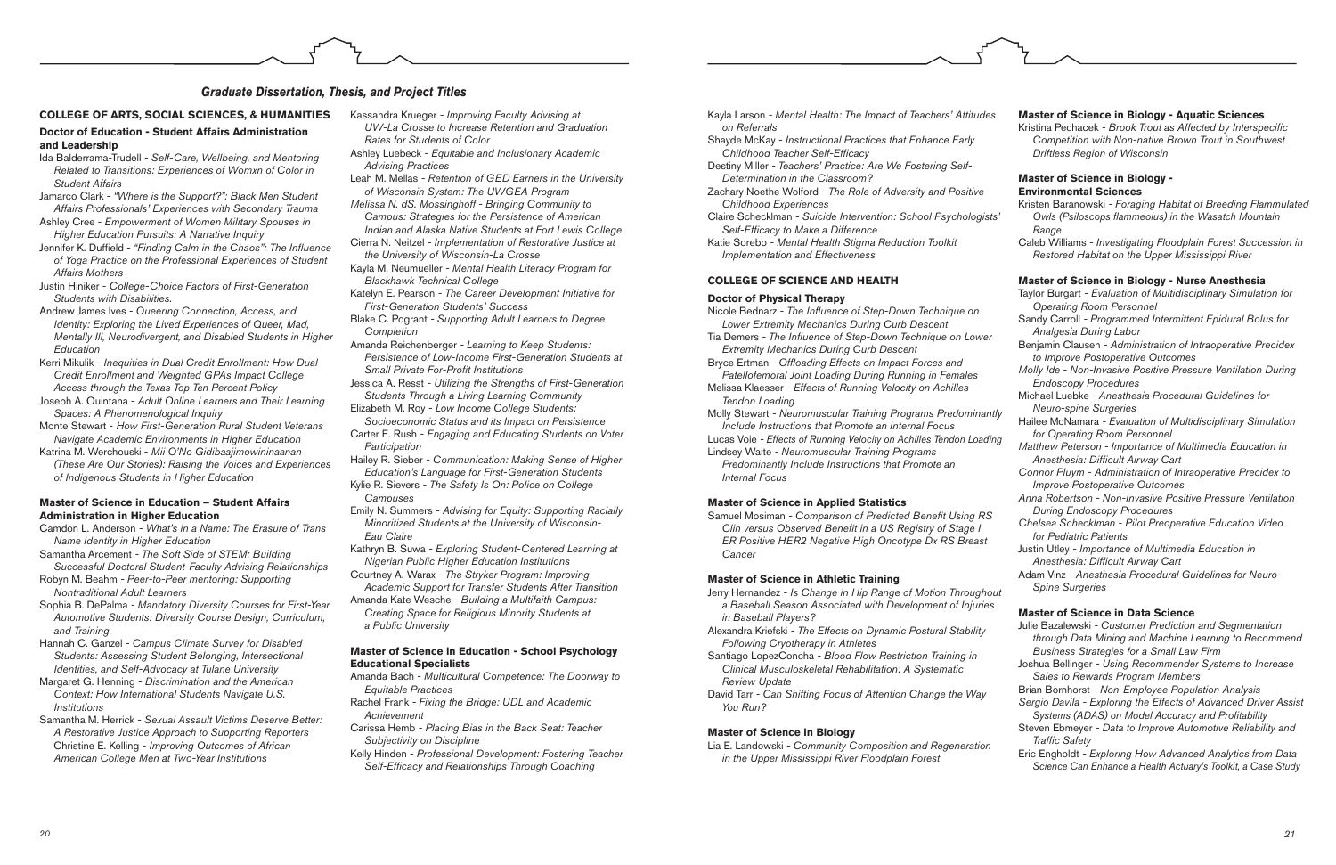## Graduate Dissertation, Thesis, and Project Titles

### COLLEGE OF ARTS, SOCIAL SCIENCES, & HUMANITIES

#### Doctor of Education - Student Affairs Administration and Leadership

Ida Balderrama-Trudell - *Self-Care, Wellbeing, and Mentoring Related to Transitions: Experiences of Womxn of Color in Student Affairs*

Jamarco Clark - *"Where is the Support?": Black Men Student Affairs Professionals' Experiences with Secondary Trauma*

Ashley Cree - *Empowerment of Women Military Spouses in Higher Education Pursuits: A Narrative Inquiry*

Jennifer K. Duffield - *"Finding Calm in the Chaos": The Influence of Yoga Practice on the Professional Experiences of Student Affairs Mothers*

Justin Hiniker - *College-Choice Factors of First-Generation Students with Disabilities.*

Andrew James Ives - *Queering Connection, Access, and Identity: Exploring the Lived Experiences of Queer, Mad, Mentally Ill, Neurodivergent, and Disabled Students in Higher Education*

Kerri Mikulik - *Inequities in Dual Credit Enrollment: How Dual Credit Enrollment and Weighted GPAs Impact College Access through the Texas Top Ten Percent Policy*

Joseph A. Quintana - *Adult Online Learners and Their Learning Spaces: A Phenomenological Inquiry*

Monte Stewart - *How First-Generation Rural Student Veterans Navigate Academic Environments in Higher Education*

Katrina M. Werchouski - *Mii O'No Gidibaajimowininaanan (These Are Our Stories): Raising the Voices and Experiences of Indigenous Students in Higher Education*

#### Master of Science in Education – Student Affairs Administration in Higher Education

Camdon L. Anderson - *What's in a Name: The Erasure of Trans Name Identity in Higher Education*

Samantha Arcement - *The Soft Side of STEM: Building Successful Doctoral Student-Faculty Advising Relationships*

Robyn M. Beahm - *Peer-to-Peer mentoring: Supporting Nontraditional Adult Learners*

Sophia B. DePalma - *Mandatory Diversity Courses for First-Year Automotive Students: Diversity Course Design, Curriculum, and Training*

Hannah C. Ganzel - *Campus Climate Survey for Disabled Students: Assessing Student Belonging, Intersectional Identities, and Self-Advocacy at Tulane University*

Margaret G. Henning - *Discrimination and the American Context: How International Students Navigate U.S. Institutions*

Samantha M. Herrick - *Sexual Assault Victims Deserve Better: A Restorative Justice Approach to Supporting Reporters*

Christine E. Kelling - *Improving Outcomes of African American College Men at Two-Year Institutions*

Kassandra Krueger - *Improving Faculty Advising at UW-La Crosse to Increase Retention and Graduation Rates for Students of Color*

Ashley Luebeck - *Equitable and Inclusionary Academic Advising Practices*

Leah M. Mellas - *Retention of GED Earners in the University of Wisconsin System: The UWGEA Program*

*Melissa N. dS. Mossinghoff - Bringing Community to Campus: Strategies for the Persistence of American Indian and Alaska Native Students at Fort Lewis College*

Cierra N. Neitzel - *Implementation of Restorative Justice at the University of Wisconsin-La Crosse*

Kayla M. Neumueller - *Mental Health Literacy Program for Blackhawk Technical College*

Katelyn E. Pearson - *The Career Development Initiative for First-Generation Students' Success*

Blake C. Pogrant - *Supporting Adult Learners to Degree Completion*

Amanda Reichenberger - *Learning to Keep Students: Persistence of Low-Income First-Generation Students at Small Private For-Profit Institutions*

Jessica A. Resst - *Utilizing the Strengths of First-Generation Students Through a Living Learning Community*

Elizabeth M. Roy - *Low Income College Students: Socioeconomic Status and its Impact on Persistence*

Carter E. Rush - *Engaging and Educating Students on Voter Participation*

Hailey R. Sieber - *Communication: Making Sense of Higher Education's Language for First-Generation Students*

Kylie R. Sievers - *The Safety Is On: Police on College Campuses*

Emily N. Summers - *Advising for Equity: Supporting Racially Minoritized Students at the University of Wisconsin-Eau Claire*

Kathryn B. Suwa - *Exploring Student-Centered Learning at Nigerian Public Higher Education Institutions*

Courtney A. Warax - *The Stryker Program: Improving Academic Support for Transfer Students After Transition*

Amanda Kate Wesche - *Building a Multifaith Campus: Creating Space for Religious Minority Students at a Public University*

#### Master of Science in Education - School Psychology Educational Specialists

Amanda Bach - *Multicultural Competence: The Doorway to Equitable Practices*

Rachel Frank - *Fixing the Bridge: UDL and Academic Achievement*

Carissa Hemb - *Placing Bias in the Back Seat: Teacher Subjectivity on Discipline*

Kelly Hinden - *Professional Development: Fostering Teacher Self-Efficacy and Relationships Through Coaching*

Kayla Larson - *Mental Health: The Impact of Teachers' Attitudes on Referrals*

Shayde McKay - *Instructional Practices that Enhance Early Childhood Teacher Self-Efficacy*

Destiny Miller - *Teachers' Practice: Are We Fostering Self-Determination in the Classroom?*

Zachary Noethe Wolford - *The Role of Adversity and Positive Childhood Experiences*

Claire Schecklman - *Suicide Intervention: School Psychologists' Self-Efficacy to Make a Difference*

Katie Sorebo - *Mental Health Stigma Reduction Toolkit Implementation and Effectiveness*

### COLLEGE OF SCIENCE AND HEALTH

#### Doctor of Physical Therapy

Nicole Bednarz - *The Influence of Step-Down Technique on Lower Extremity Mechanics During Curb Descent*

Tia Demers - *The Influence of Step-Down Technique on Lower Extremity Mechanics During Curb Descent*

Bryce Ertman - *Offloading Effects on Impact Forces and Patellofemoral Joint Loading During Running in Females*

Melissa Klaesser - *Effects of Running Velocity on Achilles Tendon Loading*

Molly Stewart - *Neuromuscular Training Programs Predominantly Include Instructions that Promote an Internal Focus*

Lucas Voie - *Effects of Running Velocity on Achilles Tendon Loading*

Lindsey Waite - *Neuromuscular Training Programs Predominantly Include Instructions that Promote an Internal Focus*

#### Master of Science in Applied Statistics

Samuel Mosiman - *Comparison of Predicted Benefit Using RS Clin versus Observed Benefit in a US Registry of Stage I ER Positive HER2 Negative High Oncotype Dx RS Breast Cancer*

#### Master of Science in Athletic Training

Jerry Hernandez - *Is Change in Hip Range of Motion Throughout a Baseball Season Associated with Development of Injuries in Baseball Players?*

Alexandra Kriefski - *The Effects on Dynamic Postural Stability Following Cryotherapy in Athletes*

Santiago LopezConcha - *Blood Flow Restriction Training in Clinical Musculoskeletal Rehabilitation: A Systematic Review Update*

David Tarr - *Can Shifting Focus of Attention Change the Way You Run?*

#### Master of Science in Biology

Lia E. Landowski - *Community Composition and Regeneration in the Upper Mississippi River Floodplain Forest*

#### Master of Science in Biology - Aquatic Sciences

Kristina Pechacek - *Brook Trout as Affected by Interspecific Competition with Non-native Brown Trout in Southwest Driftless Region of Wisconsin*

#### Master of Science in Biology - Environmental Sciences

Kristen Baranowski - *Foraging Habitat of Breeding Flammulated Owls (Psiloscops flammeolus) in the Wasatch Mountain Range*

Caleb Williams - *Investigating Floodplain Forest Succession in Restored Habitat on the Upper Mississippi River*

#### Master of Science in Biology - Nurse Anesthesia

Taylor Burgart - *Evaluation of Multidisciplinary Simulation for Operating Room Personnel*

Sandy Carroll - *Programmed Intermittent Epidural Bolus for Analgesia During Labor*

Benjamin Clausen - *Administration of Intraoperative Precidex to Improve Postoperative Outcomes*

*Molly Ide - Non-Invasive Positive Pressure Ventilation During Endoscopy Procedures*

Michael Luebke - *Anesthesia Procedural Guidelines for Neuro-spine Surgeries*

Hailee McNamara - *Evaluation of Multidisciplinary Simulation for Operating Room Personnel*

*Matthew Peterson - Importance of Multimedia Education in Anesthesia: Difficult Airway Cart*

*Connor Pluym - Administration of Intraoperative Precidex to Improve Postoperative Outcomes*

*Anna Robertson - Non-Invasive Positive Pressure Ventilation During Endoscopy Procedures*

*Chelsea Schecklman - Pilot Preoperative Education Video for Pediatric Patients*

Justin Utley - *Importance of Multimedia Education in Anesthesia: Difficult Airway Cart*

Adam Vinz - *Anesthesia Procedural Guidelines for Neuro-Spine Surgeries*

#### Master of Science in Data Science

Julie Bazalewski - *Customer Prediction and Segmentation through Data Mining and Machine Learning to Recommend Business Strategies for a Small Law Firm*

Joshua Bellinger - *Using Recommender Systems to Increase Sales to Rewards Program Members*

Brian Bornhorst - *Non-Employee Population Analysis*

*Sergio Davila - Exploring the Effects of Advanced Driver Assist Systems (ADAS) on Model Accuracy and Profitability*

Steven Ebmeyer - *Data to Improve Automotive Reliability and Traffic Safety*

Eric Engholdt - *Exploring How Advanced Analytics from Data Science Can Enhance a Health Actuary's Toolkit, a Case Study*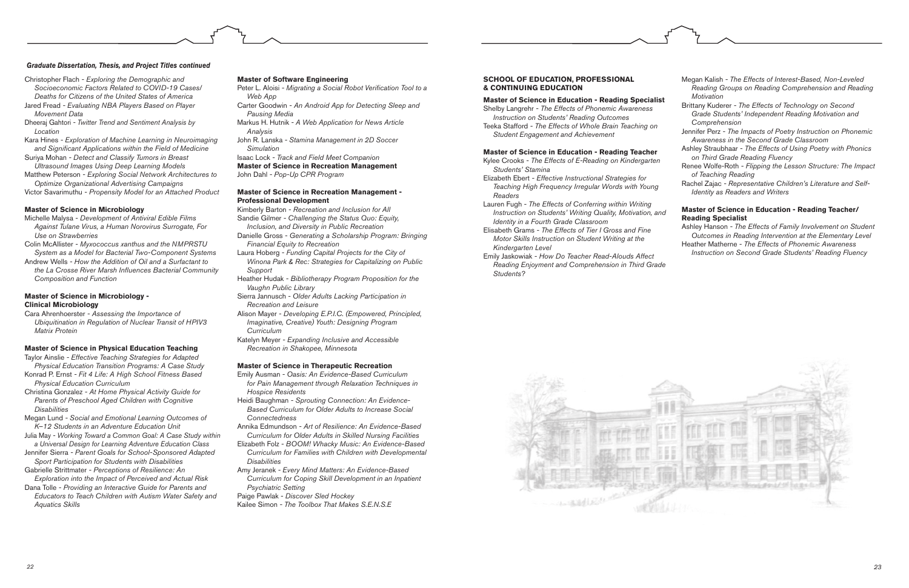***Graduate Dissertation, Thesis, and Project Titles continued***

Christopher Flach - *Exploring the Demographic and Socioeconomic Factors Related to COVID-19 Cases/Deaths for Citizens of the United States of America*

Jared Fread - *Evaluating NBA Players Based on Player Movement Data*

Dheeraj Gahtori - *Twitter Trend and Sentiment Analysis by Location*

Kara Hines - *Exploration of Machine Learning in Neuroimaging and Significant Applications within the Field of Medicine*

Suriya Mohan - *Detect and Classify Tumors in Breast Ultrasound Images Using Deep Learning Models*

Matthew Peterson - *Exploring Social Network Architectures to Optimize Organizational Advertising Campaigns*

Victor Savarimuthu - *Propensity Model for an Attached Product*

**Master of Science in Microbiology**

Michelle Malysa - *Development of Antiviral Edible Films Against Tulane Virus, a Human Norovirus Surrogate, For Use on Strawberries*

Colin McAllister - *Myxococcus xanthus and the NMPRSTU System as a Model for Bacterial Two-Component Systems*

Andrew Wells - *How the Addition of Oil and a Surfactant to the La Crosse River Marsh Influences Bacterial Community Composition and Function*

**Master of Science in Microbiology - Clinical Microbiology**

Cara Ahrenhoerster - *Assessing the Importance of Ubiquitination in Regulation of Nuclear Transit of HPIV3 Matrix Protein*

**Master of Science in Physical Education Teaching**

Taylor Ainslie - *Effective Teaching Strategies for Adapted Physical Education Transition Programs: A Case Study*

Konrad P. Ernst - *Fit 4 Life: A High School Fitness Based Physical Education Curriculum*

Christina Gonzalez - *At Home Physical Activity Guide for Parents of Preschool Aged Children with Cognitive Disabilities*

Megan Lund - *Social and Emotional Learning Outcomes of K–12 Students in an Adventure Education Unit*

Julia May - *Working Toward a Common Goal: A Case Study within a Universal Design for Learning Adventure Education Class*

Jennifer Sierra - *Parent Goals for School-Sponsored Adapted Sport Participation for Students with Disabilities*

Gabrielle Strittmater - *Perceptions of Resilience: An Exploration into the Impact of Perceived and Actual Risk*

Dana Tolle - *Providing an Interactive Guide for Parents and Educators to Teach Children with Autism Water Safety and Aquatics Skills*

**Master of Software Engineering**

Peter L. Aloisi - *Migrating a Social Robot Verification Tool to a Web App*

Carter Goodwin - *An Android App for Detecting Sleep and Pausing Media*

Markus H. Hutnik - *A Web Application for News Article Analysis*

John R. Lanska - *Stamina Management in 2D Soccer Simulation*

Isaac Lock - *Track and Field Meet Companion*

**Master of Science in Recreation Management**

John Dahl - *Pop-Up CPR Program*

**Master of Science in Recreation Management - Professional Development**

Kimberly Barton - *Recreation and Inclusion for All*

Sandie Gilmer - *Challenging the Status Quo: Equity, Inclusion, and Diversity in Public Recreation*

Danielle Gross - *Generating a Scholarship Program: Bringing Financial Equity to Recreation*

Laura Hoberg - *Funding Capital Projects for the City of Winona Park & Rec: Strategies for Capitalizing on Public Support*

Heather Hudak - *Bibliotherapy Program Proposition for the Vaughn Public Library*

Sierra Jannusch - *Older Adults Lacking Participation in Recreation and Leisure*

Alison Mayer - *Developing E.P.I.C. (Empowered, Principled, Imaginative, Creative) Youth: Designing Program Curriculum*

Katelyn Meyer - *Expanding Inclusive and Accessible Recreation in Shakopee, Minnesota*

**Master of Science in Therapeutic Recreation**

Emily Ausman - *Oasis: An Evidence-Based Curriculum for Pain Management through Relaxation Techniques in Hospice Residents*

Heidi Baughman - *Sprouting Connection: An Evidence-Based Curriculum for Older Adults to Increase Social Connectedness*

Annika Edmundson - *Art of Resilience: An Evidence-Based Curriculum for Older Adults in Skilled Nursing Facilities*

Elizabeth Folz - *BOOM! Whacky Music: An Evidence-Based Curriculum for Families with Children with Developmental Disabilities*

Amy Jeranek - *Every Mind Matters: An Evidence-Based Curriculum for Coping Skill Development in an Inpatient Psychiatric Setting*

Paige Pawlak - *Discover Sled Hockey*

Kailee Simon - *The Toolbox That Makes S.E.N.S.E*

**SCHOOL OF EDUCATION, PROFESSIONAL & CONTINUING EDUCATION**

**Master of Science in Education - Reading Specialist**

Shelby Langrehr - *The Effects of Phonemic Awareness Instruction on Students' Reading Outcomes*

Teeka Stafford - *The Effects of Whole Brain Teaching on Student Engagement and Achievement*

**Master of Science in Education - Reading Teacher**

Kylee Crooks - *The Effects of E-Reading on Kindergarten Students' Stamina*

Elizabeth Ebert - *Effective Instructional Strategies for Teaching High Frequency Irregular Words with Young Readers*

Lauren Fugh - *The Effects of Conferring within Writing Instruction on Students' Writing Quality, Motivation, and Identity in a Fourth Grade Classroom*

Elisabeth Grams - *The Effects of Tier I Gross and Fine Motor Skills Instruction on Student Writing at the Kindergarten Level*

Emily Jaskowiak - *How Do Teacher Read-Alouds Affect Reading Enjoyment and Comprehension in Third Grade Students?*

Megan Kalish - *The Effects of Interest-Based, Non-Leveled Reading Groups on Reading Comprehension and Reading Motivation*

Brittany Kuderer - *The Effects of Technology on Second Grade Students' Independent Reading Motivation and Comprehension*

Jennifer Perz - *The Impacts of Poetry Instruction on Phonemic Awareness in the Second Grade Classroom*

Ashley Straubhaar - *The Effects of Using Poetry with Phonics on Third Grade Reading Fluency*

Renee Wolfe-Roth - *Flipping the Lesson Structure: The Impact of Teaching Reading*

Rachel Zajac - *Representative Children's Literature and Self-Identity as Readers and Writers*

**Master of Science in Education - Reading Teacher/ Reading Specialist**

Ashley Hanson - *The Effects of Family Involvement on Student Outcomes in Reading Intervention at the Elementary Level*

Heather Matherne - *The Effects of Phonemic Awareness Instruction on Second Grade Students' Reading Fluency*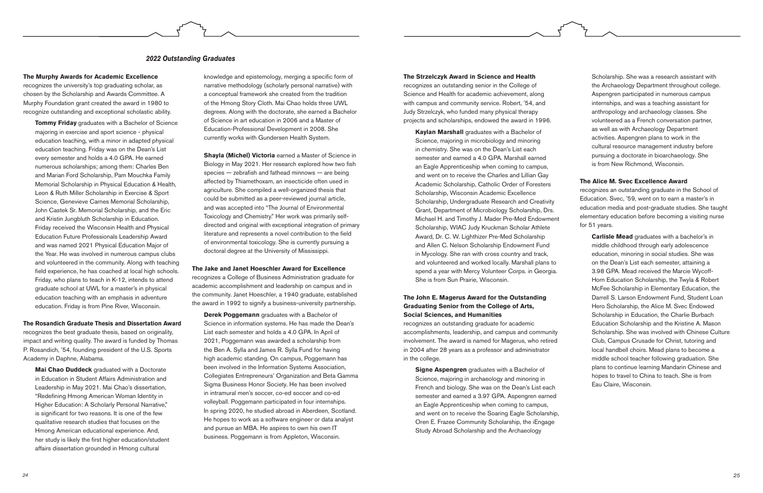## 2022 Outstanding Graduates

### The Murphy Awards for Academic Excellence

recognizes the university's top graduating scholar, as chosen by the Scholarship and Awards Committee. A Murphy Foundation grant created the award in 1980 to recognize outstanding and exceptional scholastic ability.

**Tommy Friday** graduates with a Bachelor of Science majoring in exercise and sport science - physical education teaching, with a minor in adapted physical education teaching. Friday was on the Dean's List every semester and holds a 4.0 GPA. He earned numerous scholarships; among them: Charles Ben and Marian Ford Scholarship, Pam Mouchka Family Memorial Scholarship in Physical Education & Health, Leon & Ruth Miller Scholarship in Exercise & Sport Science, Genevieve Carnes Memorial Scholarship, John Castek Sr. Memorial Scholarship, and the Eric and Kristin Jungbluth Scholarship in Education. Friday received the Wisconsin Health and Physical Education Future Professionals Leadership Award and was named 2021 Physical Education Major of the Year. He was involved in numerous campus clubs and volunteered in the community. Along with teaching field experience, he has coached at local high schools. Friday, who plans to teach in K-12, intends to attend graduate school at UWL for a master's in physical education teaching with an emphasis in adventure education. Friday is from Pine River, Wisconsin.

### The Rosandich Graduate Thesis and Dissertation Award

recognizes the best graduate thesis, based on originality, impact and writing quality. The award is funded by Thomas P. Rosandich, '54, founding president of the U.S. Sports Academy in Daphne, Alabama.

**Mai Chao Duddeck** graduated with a Doctorate in Education in Student Affairs Administration and Leadership in May 2021. Mai Chao's dissertation, "Redefining Hmong American Woman Identity in Higher Education: A Scholarly Personal Narrative," is significant for two reasons. It is one of the few qualitative research studies that focuses on the Hmong American educational experience. And, her study is likely the first higher education/student affairs dissertation grounded in Hmong cultural knowledge and epistemology, merging a specific form of narrative methodology (scholarly personal narrative) with a conceptual framework she created from the tradition of the Hmong Story Cloth. Mai Chao holds three UWL degrees. Along with the doctorate, she earned a Bachelor of Science in art education in 2006 and a Master of Education-Professional Development in 2008. She currently works with Gundersen Health System.

**Shayla (Michel) Victoria** earned a Master of Science in Biology in May 2021. Her research explored how two fish species — zebrafish and fathead minnows — are being affected by Thiamethoxam, an insecticide often used in agriculture. She compiled a well-organized thesis that could be submitted as a peer-reviewed journal article, and was accepted into "The Journal of Environmental Toxicology and Chemistry." Her work was primarily self-directed and original with exceptional integration of primary literature and represents a novel contribution to the field of environmental toxicology. She is currently pursuing a doctoral degree at the University of Mississippi.

### The Jake and Janet Hoeschler Award for Excellence

recognizes a College of Business Administration graduate for academic accomplishment and leadership on campus and in the community. Janet Hoeschler, a 1940 graduate, established the award in 1992 to signify a business-university partnership.

**Derek Poggemann** graduates with a Bachelor of Science in information systems. He has made the Dean's List each semester and holds a 4.0 GPA. In April of 2021, Poggemann was awarded a scholarship from the Ben A. Sylla and James R. Sylla Fund for having high academic standing. On campus, Poggemann has been involved in the Information Systems Association, Collegiates Entrepreneurs' Organization and Beta Gamma Sigma Business Honor Society. He has been involved in intramural men's soccer, co-ed soccer and co-ed volleyball. Poggemann participated in four internships. In spring 2020, he studied abroad in Aberdeen, Scotland. He hopes to work as a software engineer or data analyst and pursue an MBA. He aspires to own his own IT business. Poggemann is from Appleton, Wisconsin.

### The Strzelczyk Award in Science and Health

recognizes an outstanding senior in the College of Science and Health for academic achievement, along with campus and community service. Robert, '54, and Judy Strzelczyk, who funded many physical therapy projects and scholarships, endowed the award in 1996.

**Kaylan Marshall** graduates with a Bachelor of Science, majoring in microbiology and minoring in chemistry. She was on the Dean's List each semester and earned a 4.0 GPA. Marshall earned an Eagle Apprenticeship when coming to campus, and went on to receive the Charles and Lillian Gay Academic Scholarship, Catholic Order of Foresters Scholarship, Wisconsin Academic Excellence Scholarship, Undergraduate Research and Creativity Grant, Department of Microbiology Scholarship, Drs. Michael H. and Timothy J. Mader Pre-Med Endowment Scholarship, WIAC Judy Kruckman Scholar Athlete Award, Dr. C. W. Lighthizer Pre-Med Scholarship and Allen C. Nelson Scholarship Endowment Fund in Mycology. She ran with cross country and track, and volunteered and worked locally. Marshall plans to spend a year with Mercy Volunteer Corps. in Georgia. She is from Sun Prairie, Wisconsin.

### The John E. Magerus Award for the Outstanding Graduating Senior from the College of Arts, Social Sciences, and Humanities

recognizes an outstanding graduate for academic accomplishments, leadership, and campus and community involvement. The award is named for Magerus, who retired in 2004 after 28 years as a professor and administrator in the college.

**Signe Aspengren** graduates with a Bachelor of Science, majoring in archaeology and minoring in French and biology. She was on the Dean's List each semester and earned a 3.97 GPA. Aspengren earned an Eagle Apprenticeship when coming to campus, and went on to receive the Soaring Eagle Scholarship, Oren E. Frazee Community Scholarship, the iEngage Study Abroad Scholarship and the Archaeology Scholarship. She was a research assistant with the Archaeology Department throughout college. Aspengren participated in numerous campus internships, and was a teaching assistant for anthropology and archaeology classes. She volunteered as a French conversation partner, as well as with Archaeology Department activities. Aspengren plans to work in the cultural resource management industry before pursuing a doctorate in bioarchaeology. She is from New Richmond, Wisconsin.

### The Alice M. Svec Excellence Award

recognizes an outstanding graduate in the School of Education. Svec, '59, went on to earn a master's in education media and post-graduate studies. She taught elementary education before becoming a visiting nurse for 51 years.

**Carlisle Mead** graduates with a bachelor's in middle childhood through early adolescence education, minoring in social studies. She was on the Dean's List each semester, attaining a 3.98 GPA. Mead received the Marcie Wycoff-Horn Education Scholarship, the Twyla & Robert McFee Scholarship in Elementary Education, the Darrell S. Larson Endowment Fund, Student Loan Hero Scholarship, the Alice M. Svec Endowed Scholarship in Education, the Charlie Burbach Education Scholarship and the Kristine A. Mason Scholarship. She was involved with Chinese Culture Club, Campus Crusade for Christ, tutoring and local handbell choirs. Mead plans to become a middle school teacher following graduation. She plans to continue learning Mandarin Chinese and hopes to travel to China to teach. She is from Eau Claire, Wisconsin.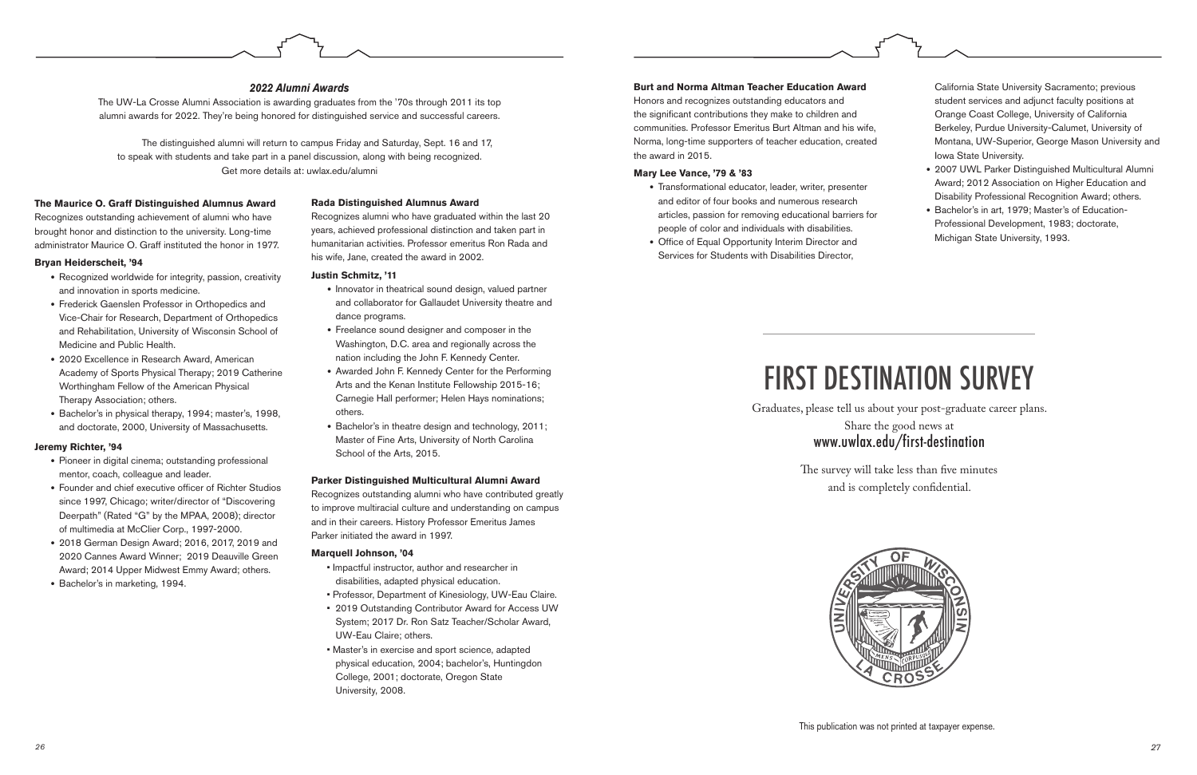## *2022 Alumni Awards*

The UW-La Crosse Alumni Association is awarding graduates from the '70s through 2011 its top alumni awards for 2022. They're being honored for distinguished service and successful careers.

The distinguished alumni will return to campus Friday and Saturday, Sept. 16 and 17, to speak with students and take part in a panel discussion, along with being recognized. Get more details at: uwlax.edu/alumni

### The Maurice O. Graff Distinguished Alumnus Award

Recognizes outstanding achievement of alumni who have brought honor and distinction to the university. Long-time administrator Maurice O. Graff instituted the honor in 1977.

**Bryan Heiderscheit, '94**

- Recognized worldwide for integrity, passion, creativity and innovation in sports medicine.
- Frederick Gaenslen Professor in Orthopedics and Vice-Chair for Research, Department of Orthopedics and Rehabilitation, University of Wisconsin School of Medicine and Public Health.
- 2020 Excellence in Research Award, American Academy of Sports Physical Therapy; 2019 Catherine Worthingham Fellow of the American Physical Therapy Association; others.
- Bachelor's in physical therapy, 1994; master's, 1998, and doctorate, 2000, University of Massachusetts.

**Jeremy Richter, '94**

- Pioneer in digital cinema; outstanding professional mentor, coach, colleague and leader.
- Founder and chief executive officer of Richter Studios since 1997, Chicago; writer/director of "Discovering Deerpath" (Rated "G" by the MPAA, 2008); director of multimedia at McClier Corp., 1997-2000.
- 2018 German Design Award; 2016, 2017, 2019 and 2020 Cannes Award Winner; 2019 Deauville Green Award; 2014 Upper Midwest Emmy Award; others.
- Bachelor's in marketing, 1994.

### Rada Distinguished Alumnus Award

Recognizes alumni who have graduated within the last 20 years, achieved professional distinction and taken part in humanitarian activities. Professor emeritus Ron Rada and his wife, Jane, created the award in 2002.

**Justin Schmitz, '11**

- Innovator in theatrical sound design, valued partner and collaborator for Gallaudet University theatre and dance programs.
- Freelance sound designer and composer in the Washington, D.C. area and regionally across the nation including the John F. Kennedy Center.
- Awarded John F. Kennedy Center for the Performing Arts and the Kenan Institute Fellowship 2015-16; Carnegie Hall performer; Helen Hays nominations; others.
- Bachelor's in theatre design and technology, 2011; Master of Fine Arts, University of North Carolina School of the Arts, 2015.

### Parker Distinguished Multicultural Alumni Award

Recognizes outstanding alumni who have contributed greatly to improve multiracial culture and understanding on campus and in their careers. History Professor Emeritus James Parker initiated the award in 1997.

**Marquell Johnson, '04**

- Impactful instructor, author and researcher in disabilities, adapted physical education.
- Professor, Department of Kinesiology, UW-Eau Claire.
- 2019 Outstanding Contributor Award for Access UW System; 2017 Dr. Ron Satz Teacher/Scholar Award, UW-Eau Claire; others.
- Master's in exercise and sport science, adapted physical education, 2004; bachelor's, Huntingdon College, 2001; doctorate, Oregon State University, 2008.

### Burt and Norma Altman Teacher Education Award

Honors and recognizes outstanding educators and the significant contributions they make to children and communities. Professor Emeritus Burt Altman and his wife, Norma, long-time supporters of teacher education, created the award in 2015.

**Mary Lee Vance, '79 & '83**

- Transformational educator, leader, writer, presenter and editor of four books and numerous research articles, passion for removing educational barriers for people of color and individuals with disabilities.
- Office of Equal Opportunity Interim Director and Services for Students with Disabilities Director, California State University Sacramento; previous student services and adjunct faculty positions at Orange Coast College, University of California Berkeley, Purdue University-Calumet, University of Montana, UW-Superior, George Mason University and Iowa State University.
- 2007 UWL Parker Distinguished Multicultural Alumni Award; 2012 Association on Higher Education and Disability Professional Recognition Award; others.
- Bachelor's in art, 1979; Master's of Education-Professional Development, 1983; doctorate, Michigan State University, 1993.

# FIRST DESTINATION SURVEY

Graduates, please tell us about your post-graduate career plans.

Share the good news at
www.uwlax.edu/first-destination

The survey will take less than five minutes and is completely confidential.

This publication was not printed at taxpayer expense.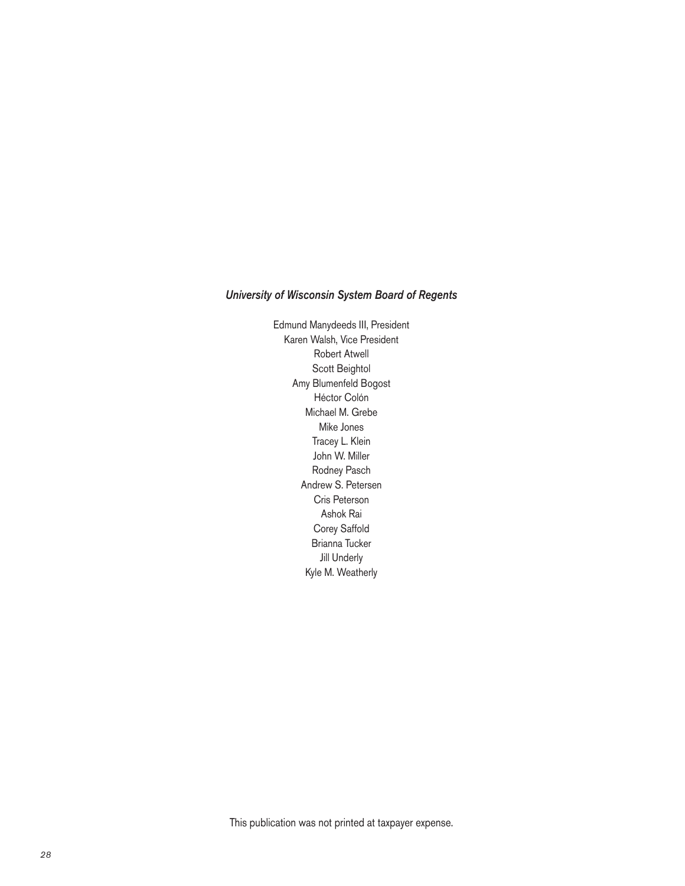***University of Wisconsin System Board of Regents***

Edmund Manydeeds III, President
Karen Walsh, Vice President
Robert Atwell
Scott Beightol
Amy Blumenfeld Bogost
Héctor Colón
Michael M. Grebe
Mike Jones
Tracey L. Klein
John W. Miller
Rodney Pasch
Andrew S. Petersen
Cris Peterson
Ashok Rai
Corey Saffold
Brianna Tucker
Jill Underly
Kyle M. Weatherly

This publication was not printed at taxpayer expense.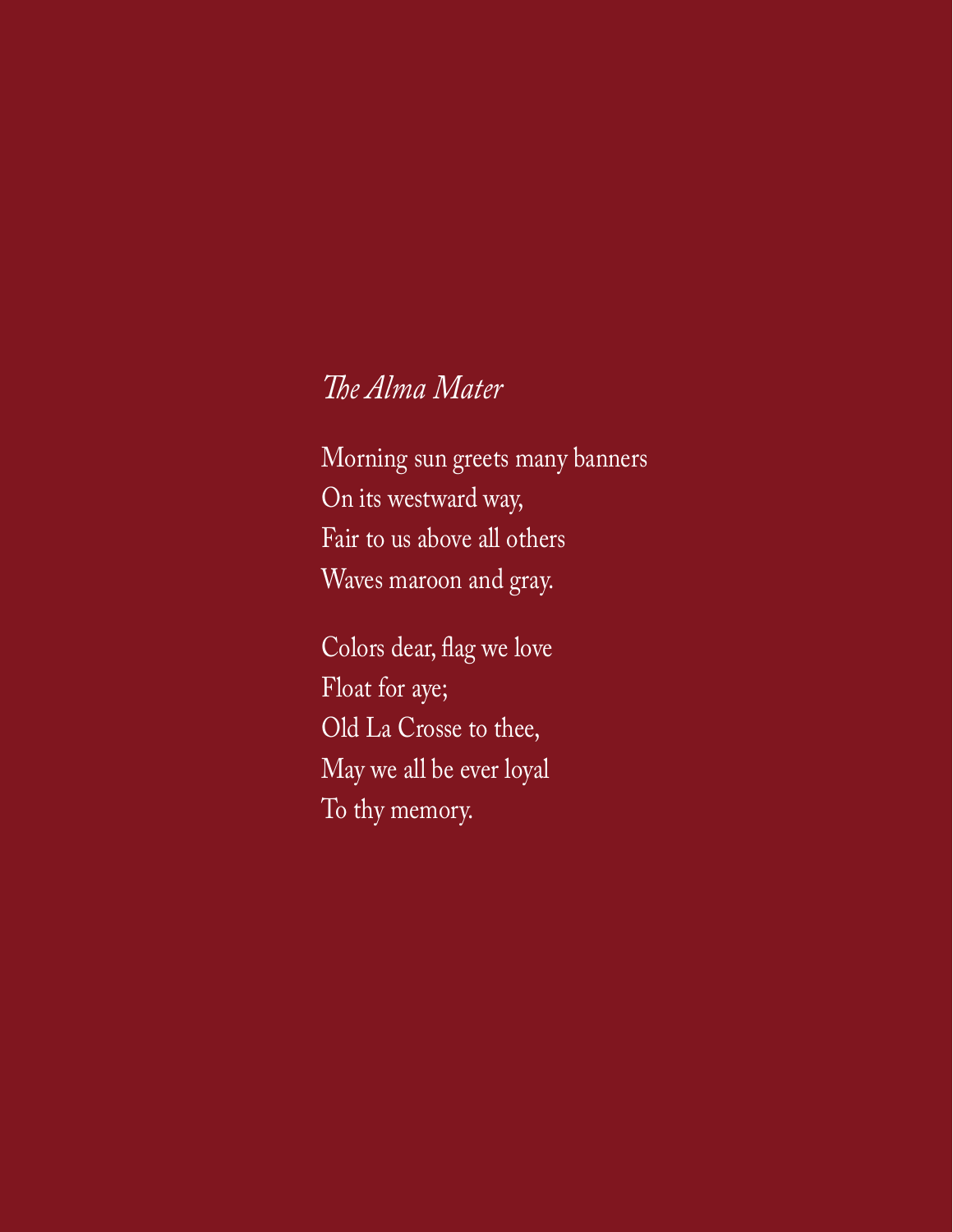*The Alma Mater*

Morning sun greets many banners
On its westward way,
Fair to us above all others
Waves maroon and gray.

Colors dear, flag we love
Float for aye;
Old La Crosse to thee,
May we all be ever loyal
To thy memory.